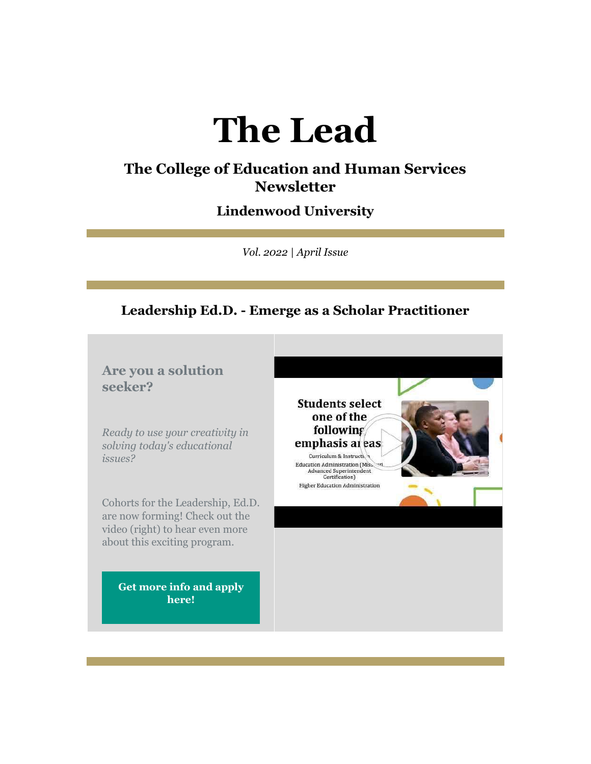# The Lead

## The College of Education and Human Services Newsletter

### Lindenwood University

*Vol. 2022 | April Issue*

## Leadership Ed.D. - Emerge as a Scholar Practitioner

### Are you a solution seeker?

*Ready to use your creativity in solving today's educational issues?*

Cohorts for the Leadership, Ed.D. are now forming! Check out the video (right) to hear even more about this exciting program.

**Get more info and apply here!**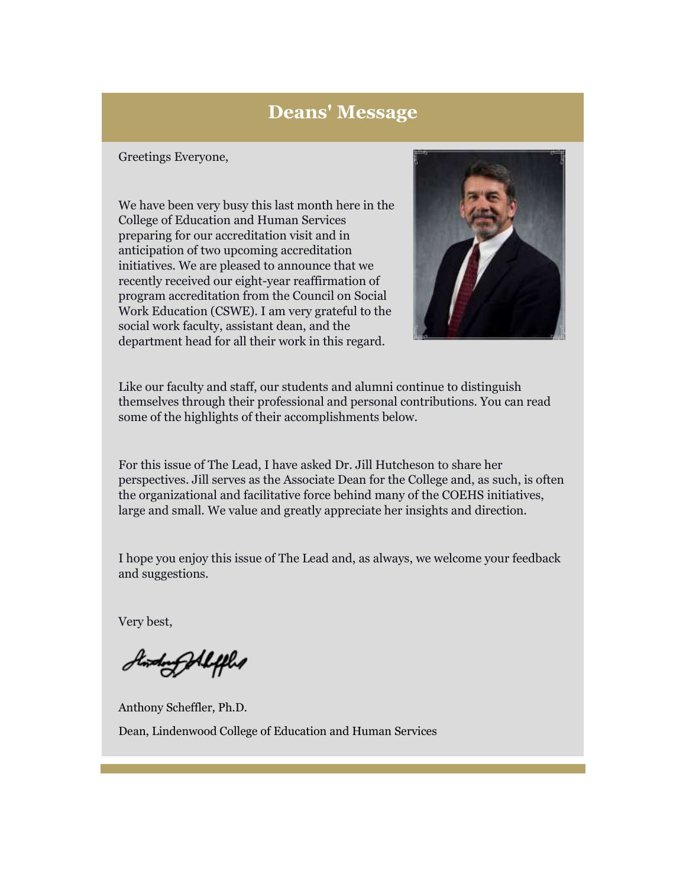# Deans' Message

Greetings Everyone,

We have been very busy this last month here in the College of Education and Human Services preparing for our accreditation visit and in anticipation of two upcoming accreditation initiatives. We are pleased to announce that we recently received our eight-year reaffirmation of program accreditation from the Council on Social Work Education (CSWE). I am very grateful to the social work faculty, assistant dean, and the department head for all their work in this regard.

Like our faculty and staff, our students and alumni continue to distinguish themselves through their professional and personal contributions. You can read some of the highlights of their accomplishments below.

For this issue of The Lead, I have asked Dr. Jill Hutcheson to share her perspectives. Jill serves as the Associate Dean for the College and, as such, is often the organizational and facilitative force behind many of the COEHS initiatives, large and small. We value and greatly appreciate her insights and direction.

I hope you enjoy this issue of The Lead and, as always, we welcome your feedback and suggestions.

Very best,

Anthony Scheffler, Ph.D.

Dean, Lindenwood College of Education and Human Services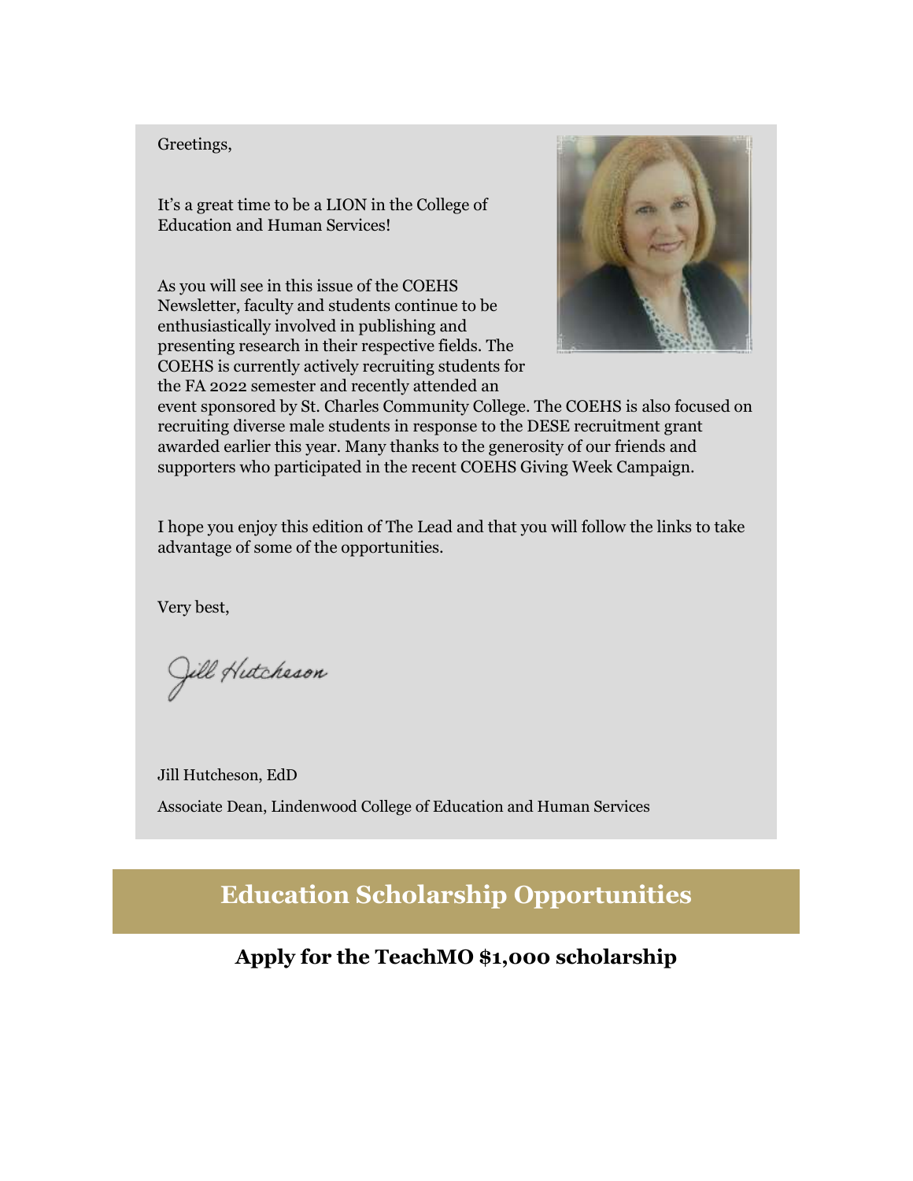Greetings,

It's a great time to be a LION in the College of Education and Human Services!

As you will see in this issue of the COEHS Newsletter, faculty and students continue to be enthusiastically involved in publishing and presenting research in their respective fields. The COEHS is currently actively recruiting students for the FA 2022 semester and recently attended an event sponsored by St. Charles Community College. The COEHS is also focused on recruiting diverse male students in response to the DESE recruitment grant awarded earlier this year. Many thanks to the generosity of our friends and supporters who participated in the recent COEHS Giving Week Campaign.

I hope you enjoy this edition of The Lead and that you will follow the links to take advantage of some of the opportunities.

Very best,

Jill Hutcheson

Jill Hutcheson, EdD

Associate Dean, Lindenwood College of Education and Human Services

## Education Scholarship Opportunities

### Apply for the TeachMO $1,000 scholarship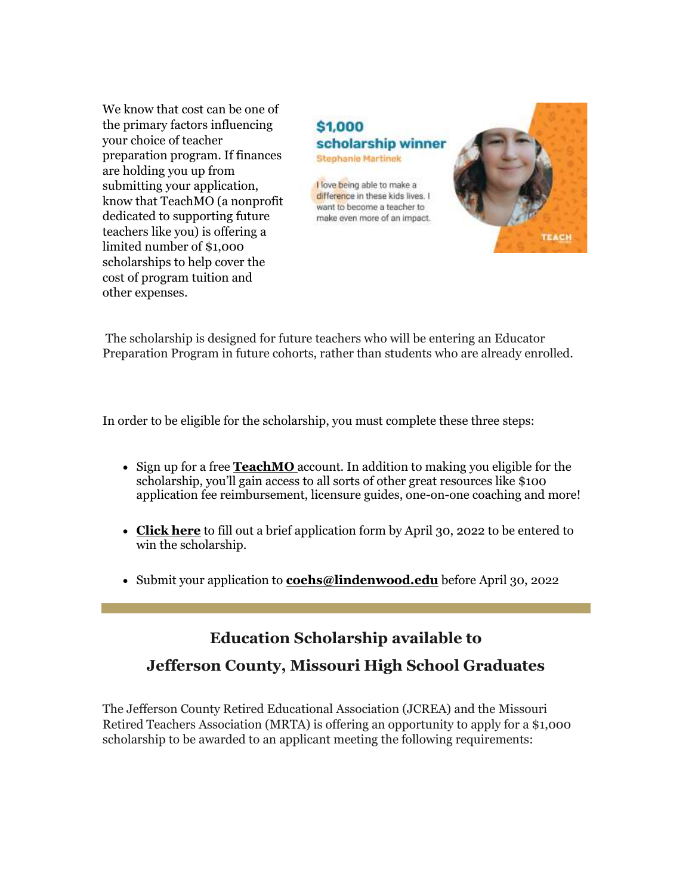We know that cost can be one of the primary factors influencing your choice of teacher preparation program. If finances are holding you up from submitting your application, know that TeachMO (a nonprofit dedicated to supporting future teachers like you) is offering a limited number of $1,000 scholarships to help cover the cost of program tuition and other expenses.

$1,000 scholarship winner
Stephanie Martinek

I love being able to make a difference in these kids lives. I want to become a teacher to make even more of an impact.

The scholarship is designed for future teachers who will be entering an Educator Preparation Program in future cohorts, rather than students who are already enrolled.

In order to be eligible for the scholarship, you must complete these three steps:

- Sign up for a free **TeachMO** account. In addition to making you eligible for the scholarship, you'll gain access to all sorts of other great resources like $100 application fee reimbursement, licensure guides, one-on-one coaching and more!
- **Click here** to fill out a brief application form by April 30, 2022 to be entered to win the scholarship.
- Submit your application to **coehs@lindenwood.edu** before April 30, 2022

## Education Scholarship available to Jefferson County, Missouri High School Graduates

The Jefferson County Retired Educational Association (JCREA) and the Missouri Retired Teachers Association (MRTA) is offering an opportunity to apply for a $1,000 scholarship to be awarded to an applicant meeting the following requirements: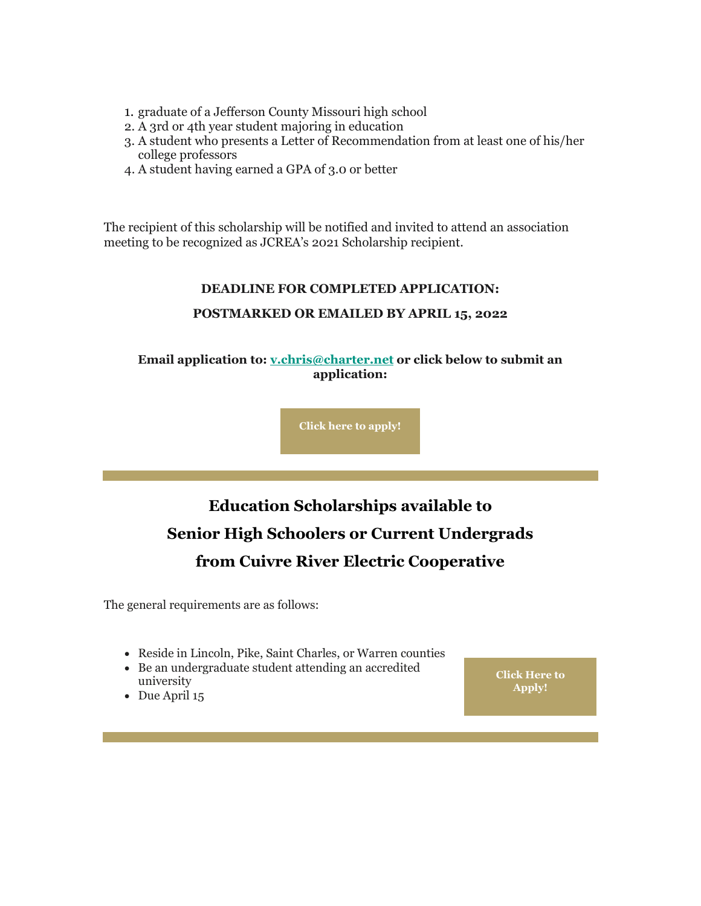1. graduate of a Jefferson County Missouri high school
2. A 3rd or 4th year student majoring in education
3. A student who presents a Letter of Recommendation from at least one of his/her college professors
4. A student having earned a GPA of 3.0 or better

The recipient of this scholarship will be notified and invited to attend an association meeting to be recognized as JCREA's 2021 Scholarship recipient.

**DEADLINE FOR COMPLETED APPLICATION:**

**POSTMARKED OR EMAILED BY APRIL 15, 2022**

**Email application to: v.chris@charter.net or click below to submit an application:**

**Click here to apply!**

## Education Scholarships available to Senior High Schoolers or Current Undergrads from Cuivre River Electric Cooperative

The general requirements are as follows:

- Reside in Lincoln, Pike, Saint Charles, or Warren counties
- Be an undergraduate student attending an accredited university
- Due April 15

**Click Here to Apply!**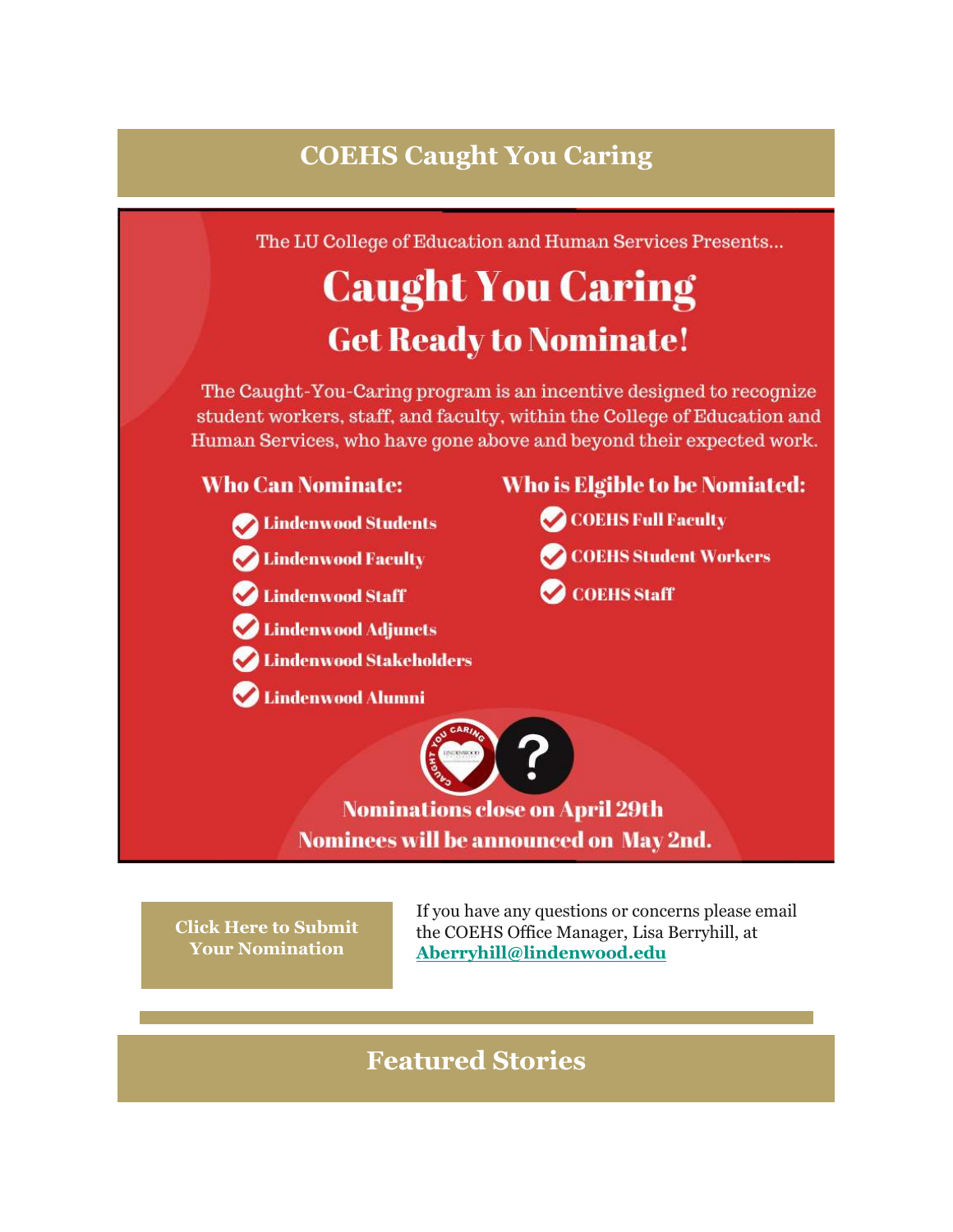## COEHS Caught You Caring

The LU College of Education and Human Services Presents...

# Caught You Caring

## Get Ready to Nominate!

The Caught-You-Caring program is an incentive designed to recognize student workers, staff, and faculty, within the College of Education and Human Services, who have gone above and beyond their expected work.

**Who Can Nominate:**

- Lindenwood Students
- Lindenwood Faculty
- Lindenwood Staff
- Lindenwood Adjuncts
- Lindenwood Stakeholders
- Lindenwood Alumni

**Who is Elgible to be Nomiated:**

- COEHS Full Faculty
- COEHS Student Workers
- COEHS Staff

**Nominations close on April 29th**
**Nominees will be announced on May 2nd.**

**Click Here to Submit Your Nomination**

If you have any questions or concerns please email the COEHS Office Manager, Lisa Berryhill, at **Aberryhill@lindenwood.edu**

## Featured Stories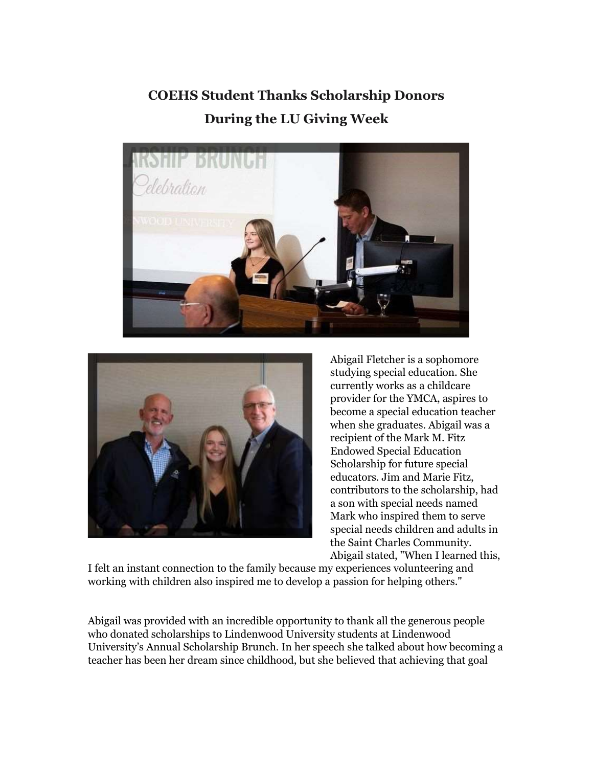## COEHS Student Thanks Scholarship Donors During the LU Giving Week

Abigail Fletcher is a sophomore studying special education. She currently works as a childcare provider for the YMCA, aspires to become a special education teacher when she graduates. Abigail was a recipient of the Mark M. Fitz Endowed Special Education Scholarship for future special educators. Jim and Marie Fitz, contributors to the scholarship, had a son with special needs named Mark who inspired them to serve special needs children and adults in the Saint Charles Community. Abigail stated, "When I learned this, I felt an instant connection to the family because my experiences volunteering and working with children also inspired me to develop a passion for helping others."

Abigail was provided with an incredible opportunity to thank all the generous people who donated scholarships to Lindenwood University students at Lindenwood University's Annual Scholarship Brunch. In her speech she talked about how becoming a teacher has been her dream since childhood, but she believed that achieving that goal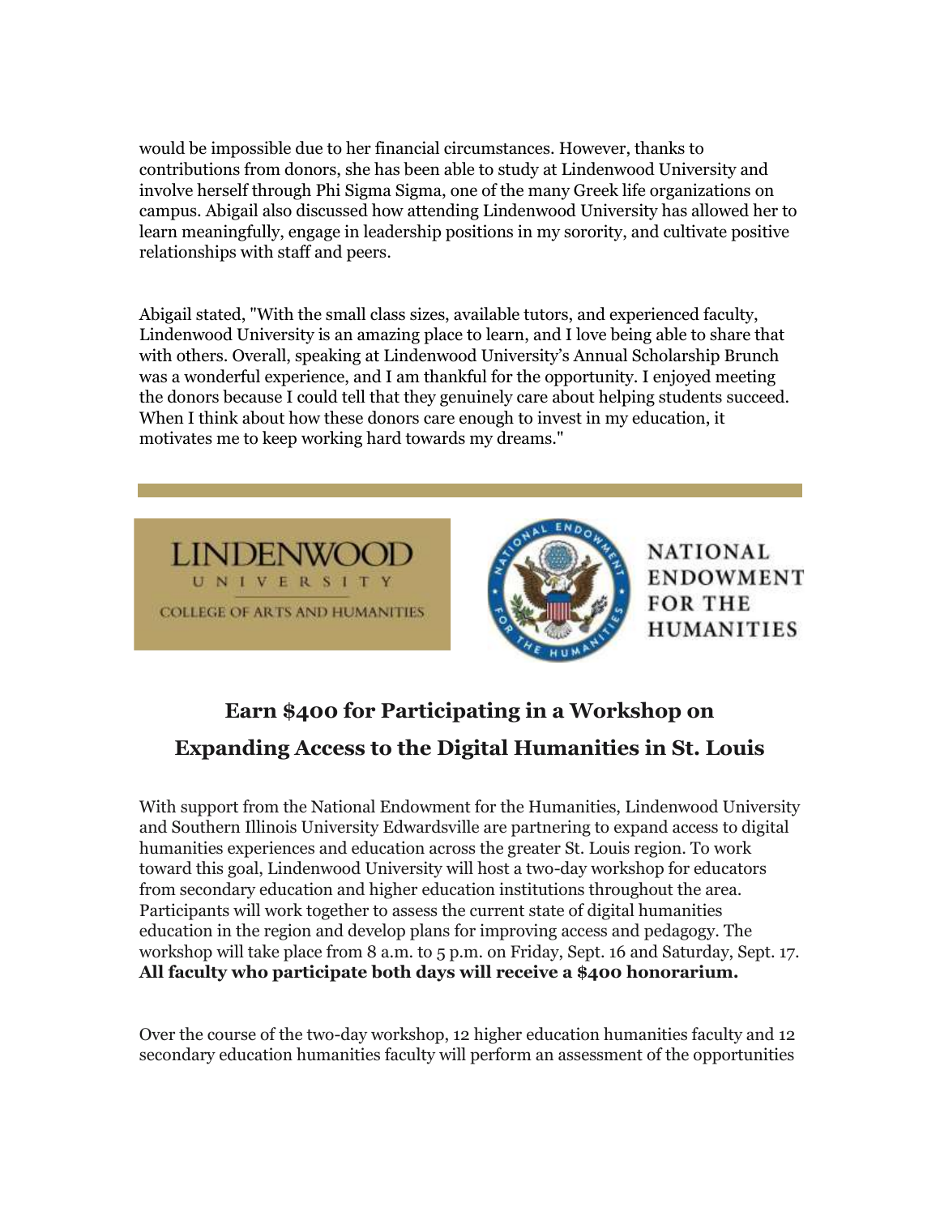would be impossible due to her financial circumstances. However, thanks to contributions from donors, she has been able to study at Lindenwood University and involve herself through Phi Sigma Sigma, one of the many Greek life organizations on campus. Abigail also discussed how attending Lindenwood University has allowed her to learn meaningfully, engage in leadership positions in my sorority, and cultivate positive relationships with staff and peers.

Abigail stated, "With the small class sizes, available tutors, and experienced faculty, Lindenwood University is an amazing place to learn, and I love being able to share that with others. Overall, speaking at Lindenwood University's Annual Scholarship Brunch was a wonderful experience, and I am thankful for the opportunity. I enjoyed meeting the donors because I could tell that they genuinely care about helping students succeed. When I think about how these donors care enough to invest in my education, it motivates me to keep working hard towards my dreams."

LINDENWOOD UNIVERSITY
COLLEGE OF ARTS AND HUMANITIES

NATIONAL ENDOWMENT FOR THE HUMANITIES

## Earn $400 for Participating in a Workshop on Expanding Access to the Digital Humanities in St. Louis

With support from the National Endowment for the Humanities, Lindenwood University and Southern Illinois University Edwardsville are partnering to expand access to digital humanities experiences and education across the greater St. Louis region. To work toward this goal, Lindenwood University will host a two-day workshop for educators from secondary education and higher education institutions throughout the area. Participants will work together to assess the current state of digital humanities education in the region and develop plans for improving access and pedagogy. The workshop will take place from 8 a.m. to 5 p.m. on Friday, Sept. 16 and Saturday, Sept. 17. **All faculty who participate both days will receive a $400 honorarium.**

Over the course of the two-day workshop, 12 higher education humanities faculty and 12 secondary education humanities faculty will perform an assessment of the opportunities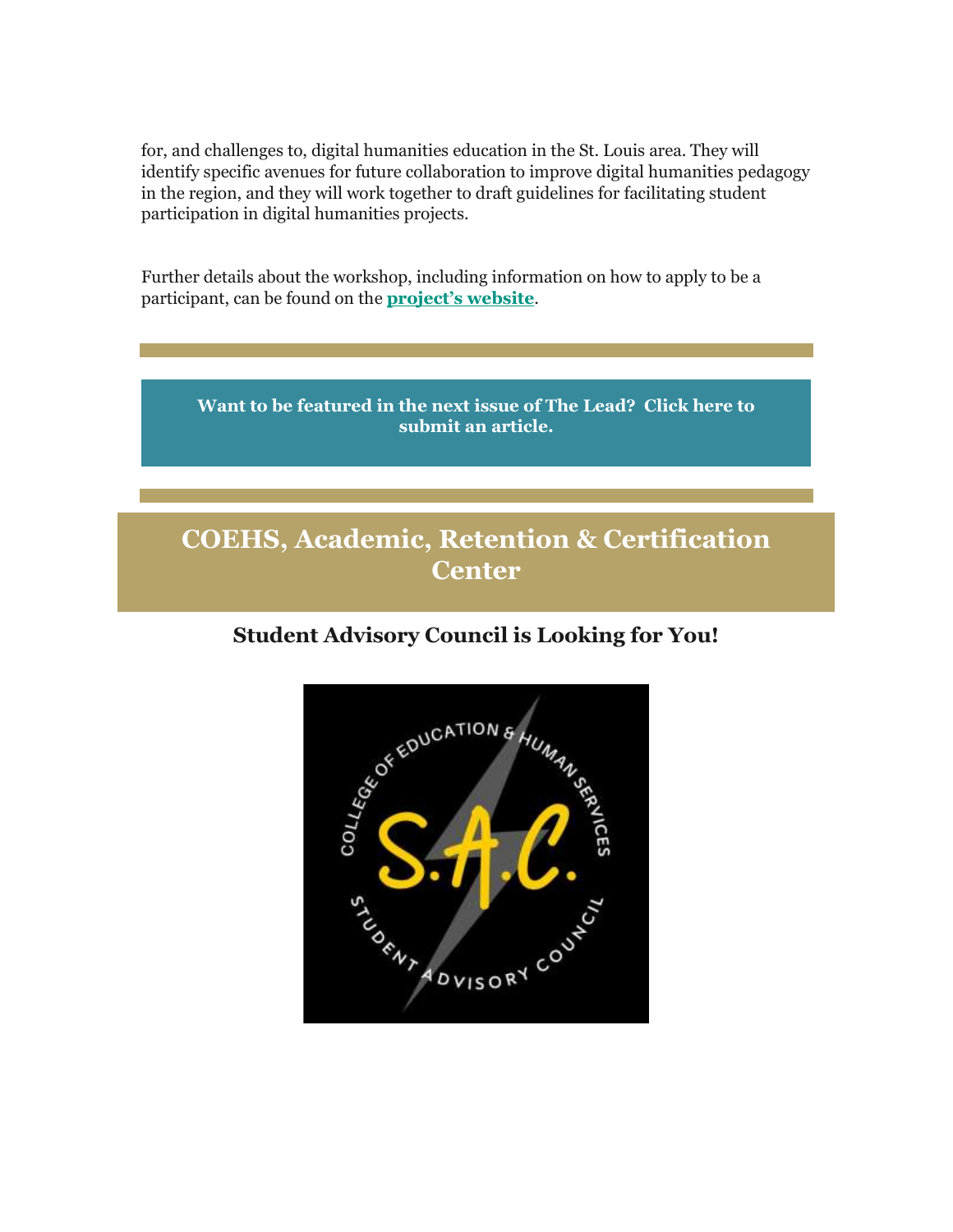for, and challenges to, digital humanities education in the St. Louis area. They will identify specific avenues for future collaboration to improve digital humanities pedagogy in the region, and they will work together to draft guidelines for facilitating student participation in digital humanities projects.

Further details about the workshop, including information on how to apply to be a participant, can be found on the **project's website**.

**Want to be featured in the next issue of The Lead? Click here to submit an article.**

## COEHS, Academic, Retention & Certification Center

### Student Advisory Council is Looking for You!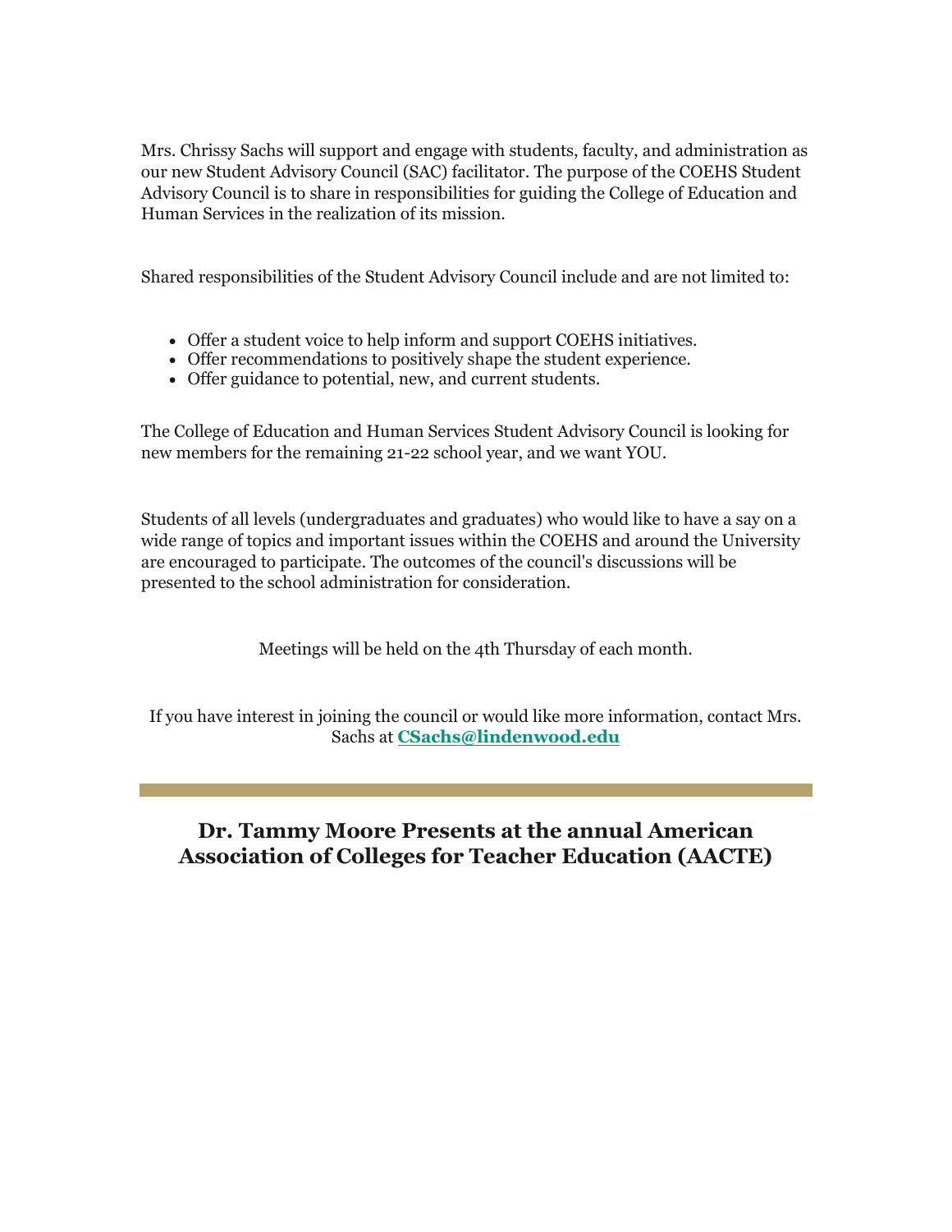Mrs. Chrissy Sachs will support and engage with students, faculty, and administration as our new Student Advisory Council (SAC) facilitator. The purpose of the COEHS Student Advisory Council is to share in responsibilities for guiding the College of Education and Human Services in the realization of its mission.

Shared responsibilities of the Student Advisory Council include and are not limited to:

- Offer a student voice to help inform and support COEHS initiatives.
- Offer recommendations to positively shape the student experience.
- Offer guidance to potential, new, and current students.

The College of Education and Human Services Student Advisory Council is looking for new members for the remaining 21-22 school year, and we want YOU.

Students of all levels (undergraduates and graduates) who would like to have a say on a wide range of topics and important issues within the COEHS and around the University are encouraged to participate. The outcomes of the council's discussions will be presented to the school administration for consideration.

Meetings will be held on the 4th Thursday of each month.

If you have interest in joining the council or would like more information, contact Mrs. Sachs at **CSachs@lindenwood.edu**

---

## Dr. Tammy Moore Presents at the annual American Association of Colleges for Teacher Education (AACTE)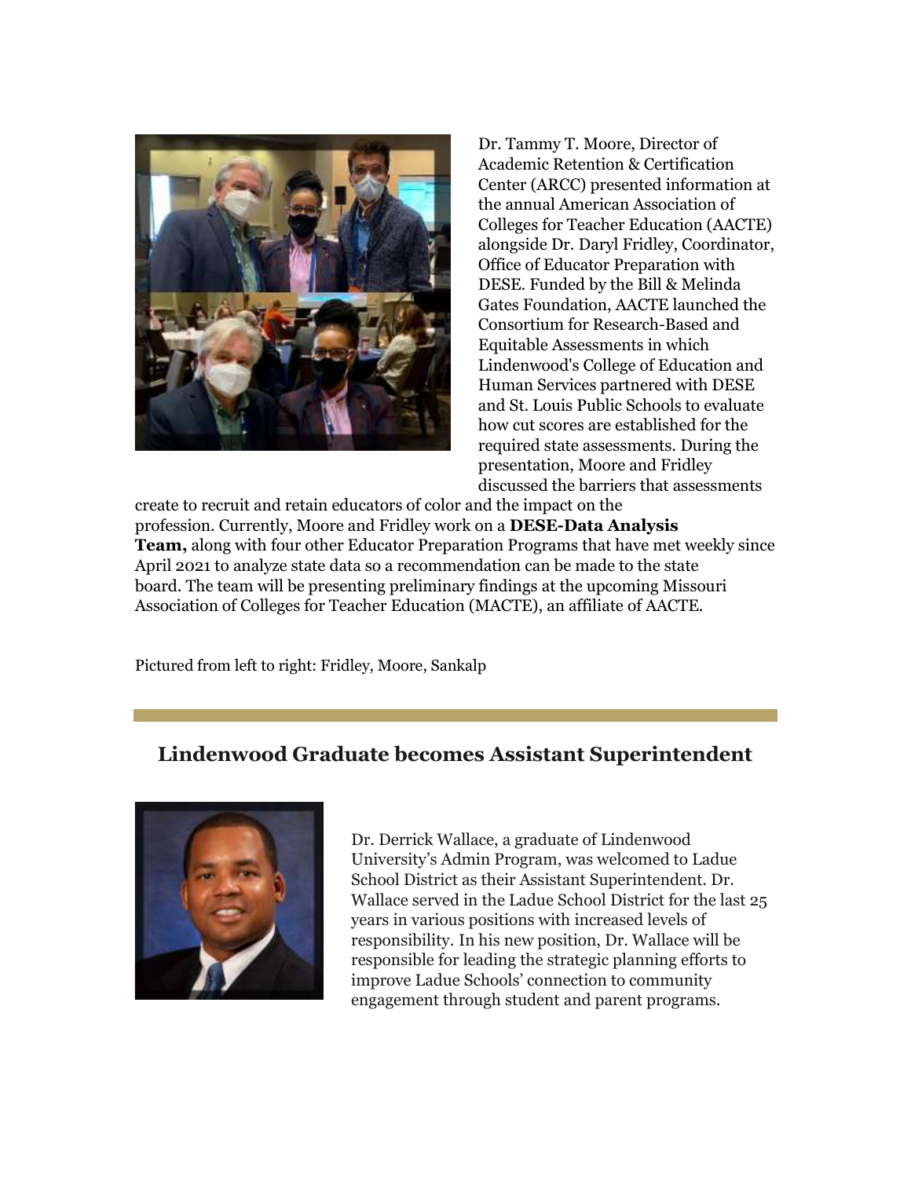Dr. Tammy T. Moore, Director of Academic Retention & Certification Center (ARCC) presented information at the annual American Association of Colleges for Teacher Education (AACTE) alongside Dr. Daryl Fridley, Coordinator, Office of Educator Preparation with DESE. Funded by the Bill & Melinda Gates Foundation, AACTE launched the Consortium for Research-Based and Equitable Assessments in which Lindenwood's College of Education and Human Services partnered with DESE and St. Louis Public Schools to evaluate how cut scores are established for the required state assessments. During the presentation, Moore and Fridley discussed the barriers that assessments create to recruit and retain educators of color and the impact on the profession. Currently, Moore and Fridley work on a **DESE-Data Analysis Team,** along with four other Educator Preparation Programs that have met weekly since April 2021 to analyze state data so a recommendation can be made to the state board. The team will be presenting preliminary findings at the upcoming Missouri Association of Colleges for Teacher Education (MACTE), an affiliate of AACTE.

Pictured from left to right: Fridley, Moore, Sankalp

## Lindenwood Graduate becomes Assistant Superintendent

Dr. Derrick Wallace, a graduate of Lindenwood University's Admin Program, was welcomed to Ladue School District as their Assistant Superintendent. Dr. Wallace served in the Ladue School District for the last 25 years in various positions with increased levels of responsibility. In his new position, Dr. Wallace will be responsible for leading the strategic planning efforts to improve Ladue Schools' connection to community engagement through student and parent programs.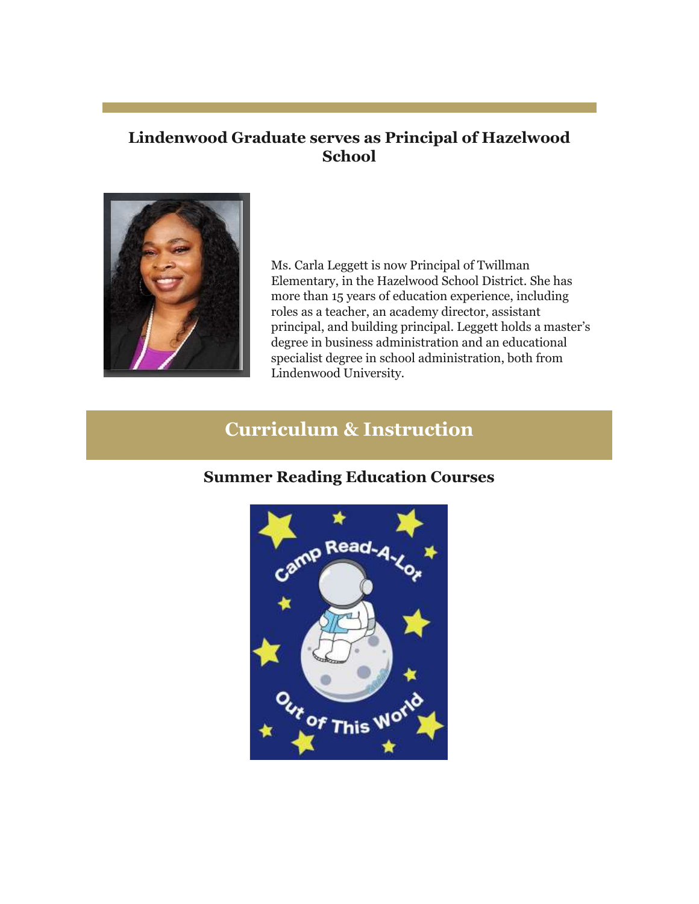## Lindenwood Graduate serves as Principal of Hazelwood School

Ms. Carla Leggett is now Principal of Twillman Elementary, in the Hazelwood School District. She has more than 15 years of education experience, including roles as a teacher, an academy director, assistant principal, and building principal. Leggett holds a master's degree in business administration and an educational specialist degree in school administration, both from Lindenwood University.

# Curriculum & Instruction

## Summer Reading Education Courses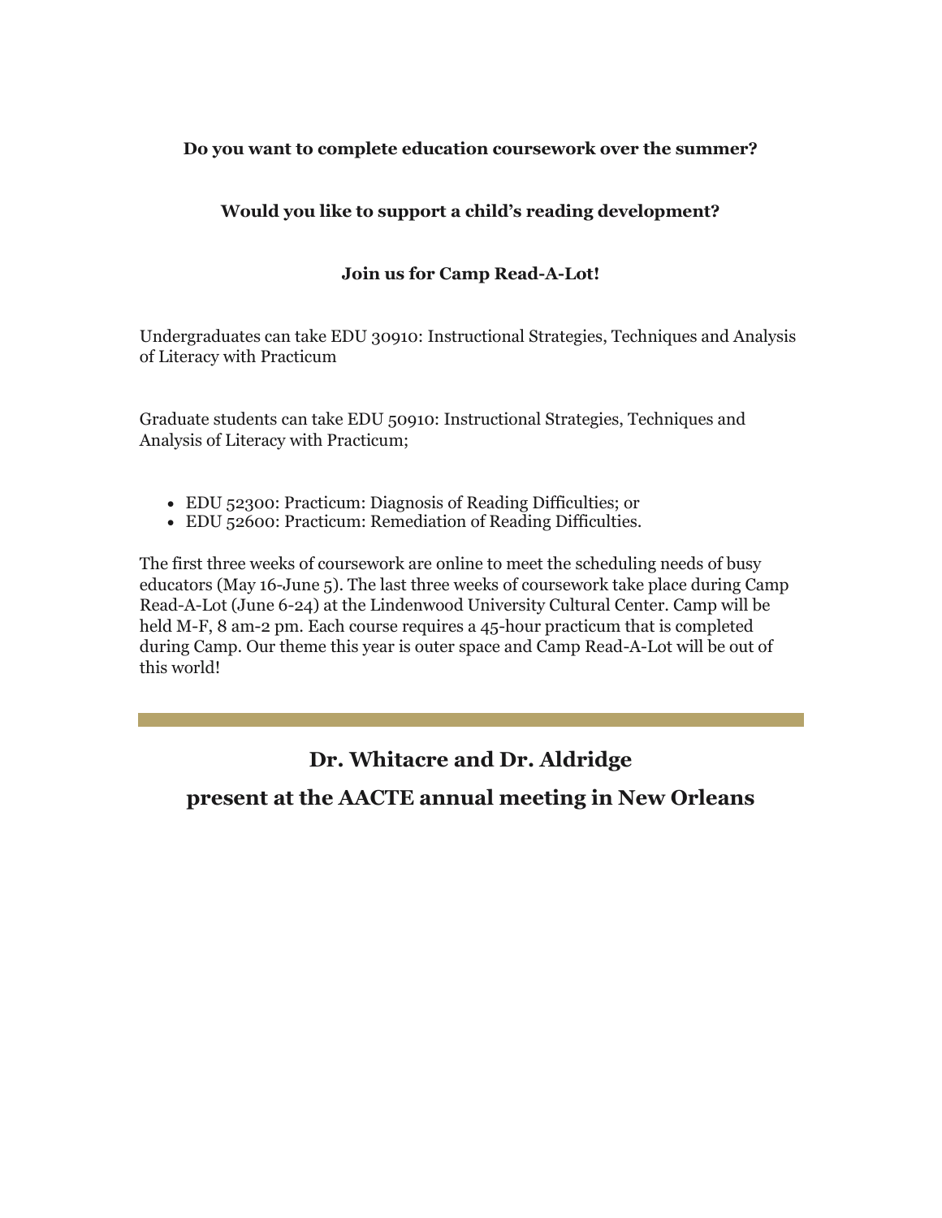**Do you want to complete education coursework over the summer?**

**Would you like to support a child's reading development?**

**Join us for Camp Read-A-Lot!**

Undergraduates can take EDU 30910: Instructional Strategies, Techniques and Analysis of Literacy with Practicum

Graduate students can take EDU 50910: Instructional Strategies, Techniques and Analysis of Literacy with Practicum;

- EDU 52300: Practicum: Diagnosis of Reading Difficulties; or
- EDU 52600: Practicum: Remediation of Reading Difficulties.

The first three weeks of coursework are online to meet the scheduling needs of busy educators (May 16-June 5). The last three weeks of coursework take place during Camp Read-A-Lot (June 6-24) at the Lindenwood University Cultural Center. Camp will be held M-F, 8 am-2 pm. Each course requires a 45-hour practicum that is completed during Camp. Our theme this year is outer space and Camp Read-A-Lot will be out of this world!

---

## Dr. Whitacre and Dr. Aldridge

## present at the AACTE annual meeting in New Orleans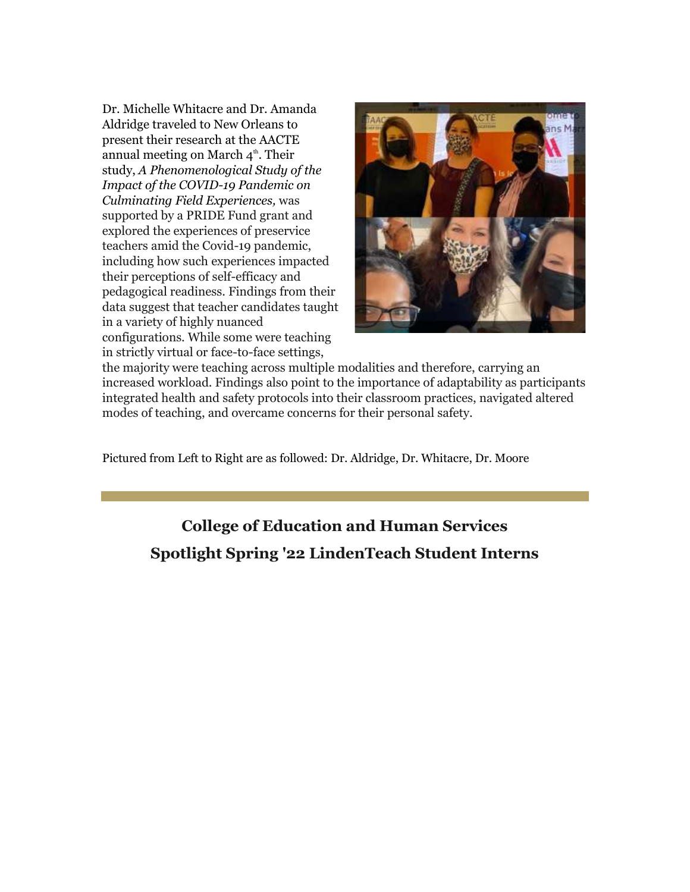Dr. Michelle Whitacre and Dr. Amanda Aldridge traveled to New Orleans to present their research at the AACTE annual meeting on March 4th. Their study, *A Phenomenological Study of the Impact of the COVID-19 Pandemic on Culminating Field Experiences,* was supported by a PRIDE Fund grant and explored the experiences of preservice teachers amid the Covid-19 pandemic, including how such experiences impacted their perceptions of self-efficacy and pedagogical readiness. Findings from their data suggest that teacher candidates taught in a variety of highly nuanced configurations. While some were teaching in strictly virtual or face-to-face settings, the majority were teaching across multiple modalities and therefore, carrying an increased workload. Findings also point to the importance of adaptability as participants integrated health and safety protocols into their classroom practices, navigated altered modes of teaching, and overcame concerns for their personal safety.

Pictured from Left to Right are as followed: Dr. Aldridge, Dr. Whitacre, Dr. Moore

## College of Education and Human Services Spotlight Spring '22 LindenTeach Student Interns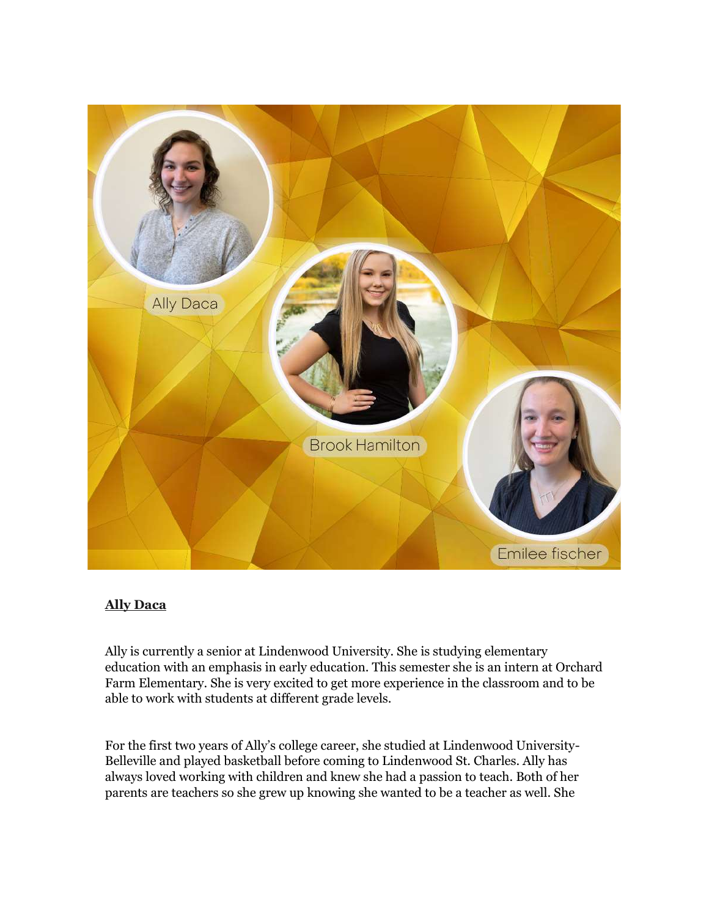Ally Daca

Brook Hamilton

Emilee fischer

**Ally Daca**

Ally is currently a senior at Lindenwood University. She is studying elementary education with an emphasis in early education. This semester she is an intern at Orchard Farm Elementary. She is very excited to get more experience in the classroom and to be able to work with students at different grade levels.

For the first two years of Ally's college career, she studied at Lindenwood University-Belleville and played basketball before coming to Lindenwood St. Charles. Ally has always loved working with children and knew she had a passion to teach. Both of her parents are teachers so she grew up knowing she wanted to be a teacher as well. She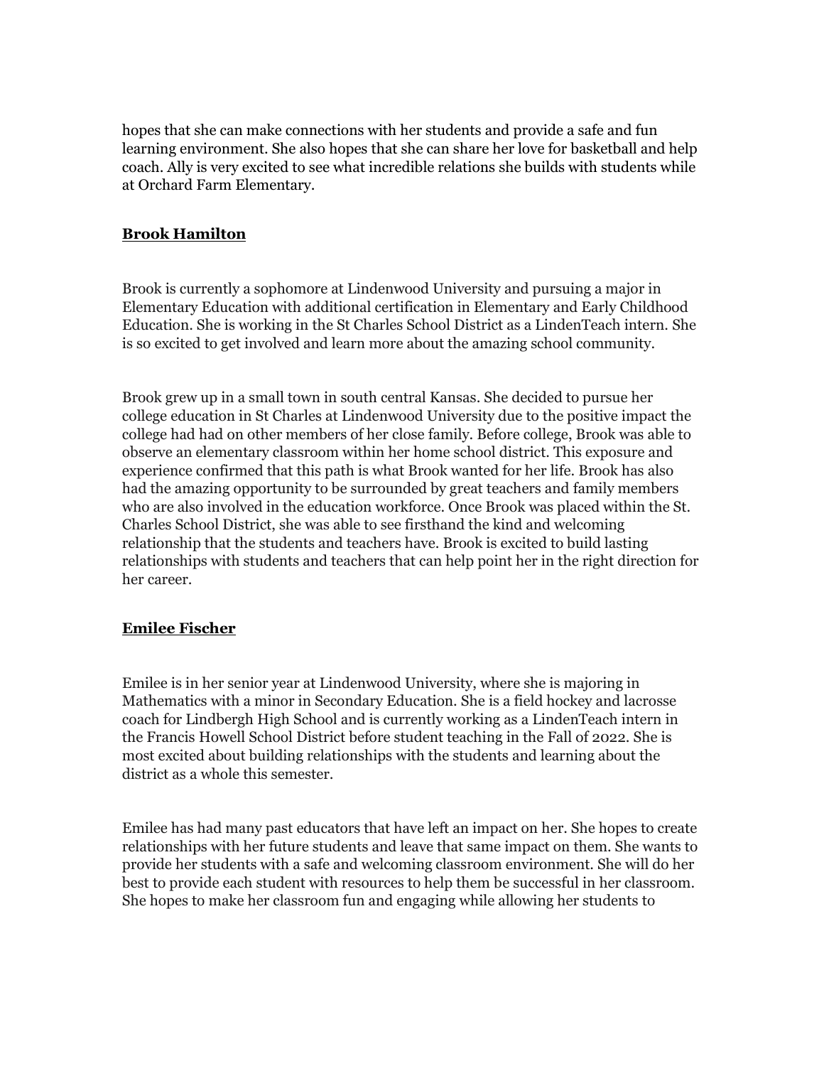hopes that she can make connections with her students and provide a safe and fun learning environment. She also hopes that she can share her love for basketball and help coach. Ally is very excited to see what incredible relations she builds with students while at Orchard Farm Elementary.

### **Brook Hamilton**

Brook is currently a sophomore at Lindenwood University and pursuing a major in Elementary Education with additional certification in Elementary and Early Childhood Education. She is working in the St Charles School District as a LindenTeach intern. She is so excited to get involved and learn more about the amazing school community.

Brook grew up in a small town in south central Kansas. She decided to pursue her college education in St Charles at Lindenwood University due to the positive impact the college had had on other members of her close family. Before college, Brook was able to observe an elementary classroom within her home school district. This exposure and experience confirmed that this path is what Brook wanted for her life. Brook has also had the amazing opportunity to be surrounded by great teachers and family members who are also involved in the education workforce. Once Brook was placed within the St. Charles School District, she was able to see firsthand the kind and welcoming relationship that the students and teachers have. Brook is excited to build lasting relationships with students and teachers that can help point her in the right direction for her career.

### **Emilee Fischer**

Emilee is in her senior year at Lindenwood University, where she is majoring in Mathematics with a minor in Secondary Education. She is a field hockey and lacrosse coach for Lindbergh High School and is currently working as a LindenTeach intern in the Francis Howell School District before student teaching in the Fall of 2022. She is most excited about building relationships with the students and learning about the district as a whole this semester.

Emilee has had many past educators that have left an impact on her. She hopes to create relationships with her future students and leave that same impact on them. She wants to provide her students with a safe and welcoming classroom environment. She will do her best to provide each student with resources to help them be successful in her classroom. She hopes to make her classroom fun and engaging while allowing her students to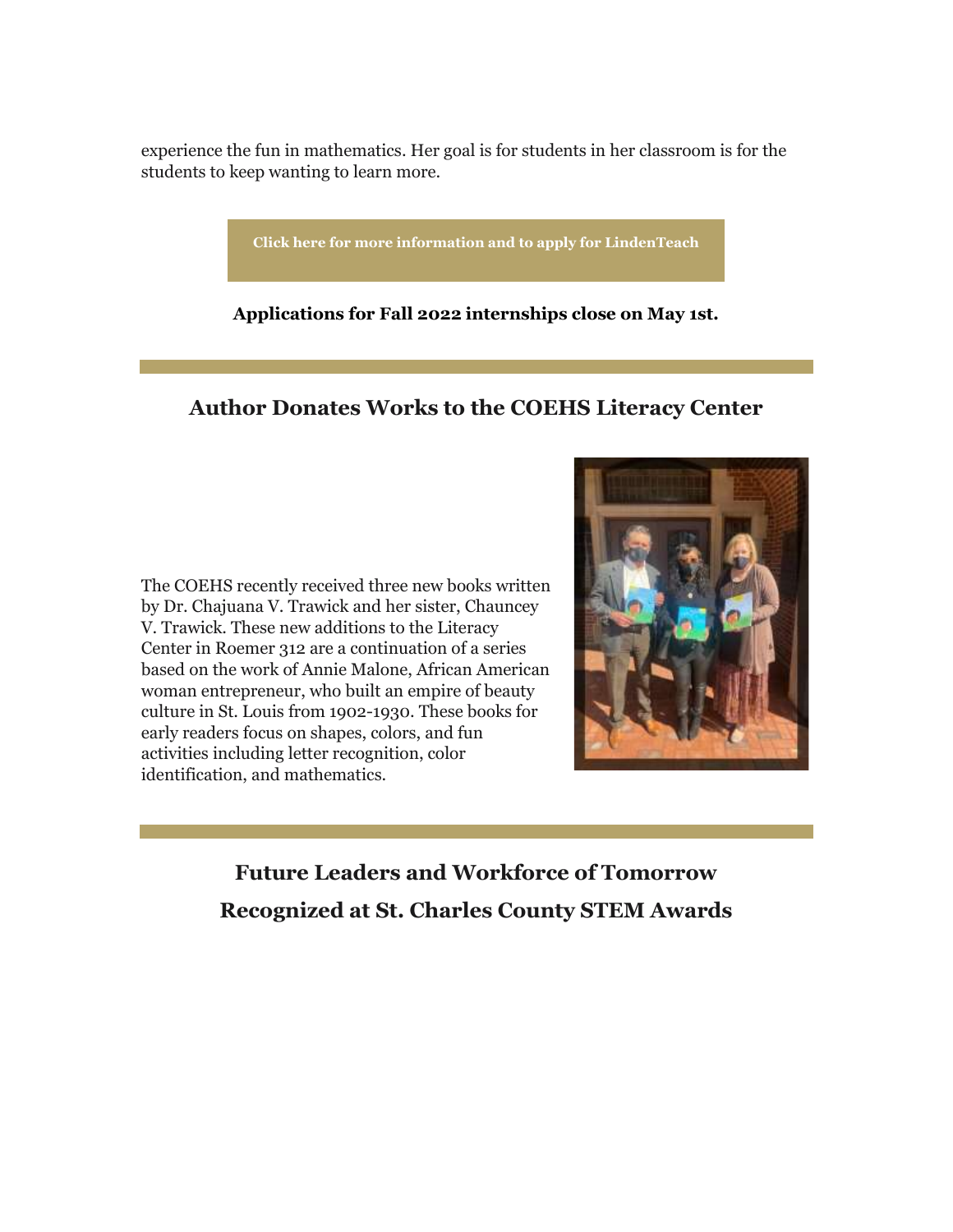experience the fun in mathematics. Her goal is for students in her classroom is for the students to keep wanting to learn more.

**Click here for more information and to apply for LindenTeach**

**Applications for Fall 2022 internships close on May 1st.**

---

## Author Donates Works to the COEHS Literacy Center

The COEHS recently received three new books written by Dr. Chajuana V. Trawick and her sister, Chauncey V. Trawick. These new additions to the Literacy Center in Roemer 312 are a continuation of a series based on the work of Annie Malone, African American woman entrepreneur, who built an empire of beauty culture in St. Louis from 1902-1930. These books for early readers focus on shapes, colors, and fun activities including letter recognition, color identification, and mathematics.

---

## Future Leaders and Workforce of Tomorrow Recognized at St. Charles County STEM Awards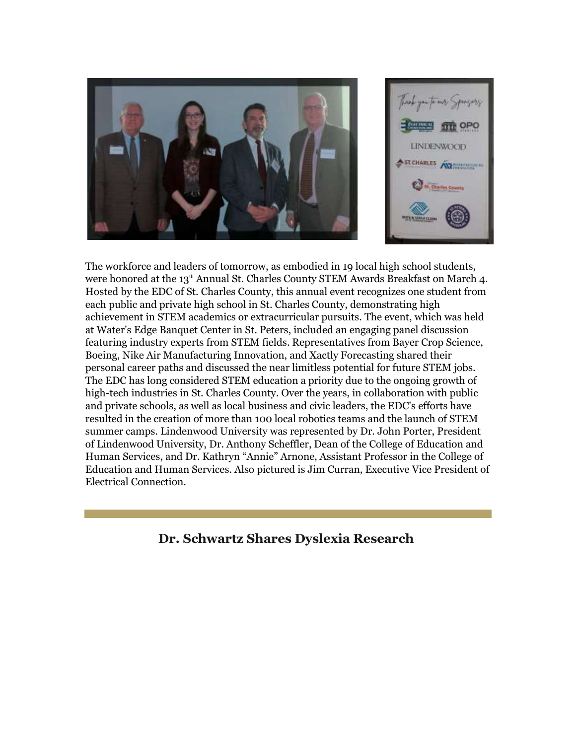The workforce and leaders of tomorrow, as embodied in 19 local high school students, were honored at the 13th Annual St. Charles County STEM Awards Breakfast on March 4. Hosted by the EDC of St. Charles County, this annual event recognizes one student from each public and private high school in St. Charles County, demonstrating high achievement in STEM academics or extracurricular pursuits. The event, which was held at Water's Edge Banquet Center in St. Peters, included an engaging panel discussion featuring industry experts from STEM fields. Representatives from Bayer Crop Science, Boeing, Nike Air Manufacturing Innovation, and Xactly Forecasting shared their personal career paths and discussed the near limitless potential for future STEM jobs. The EDC has long considered STEM education a priority due to the ongoing growth of high-tech industries in St. Charles County. Over the years, in collaboration with public and private schools, as well as local business and civic leaders, the EDC's efforts have resulted in the creation of more than 100 local robotics teams and the launch of STEM summer camps. Lindenwood University was represented by Dr. John Porter, President of Lindenwood University, Dr. Anthony Scheffler, Dean of the College of Education and Human Services, and Dr. Kathryn "Annie" Arnone, Assistant Professor in the College of Education and Human Services. Also pictured is Jim Curran, Executive Vice President of Electrical Connection.

## Dr. Schwartz Shares Dyslexia Research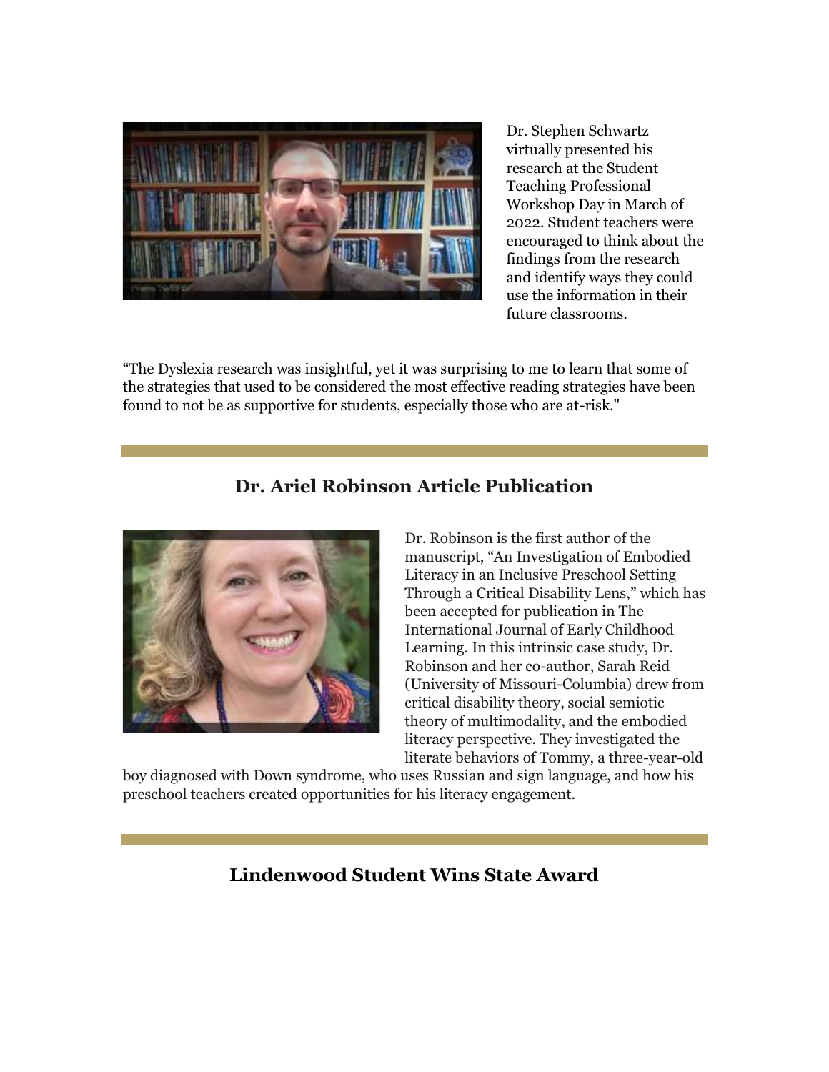Dr. Stephen Schwartz virtually presented his research at the Student Teaching Professional Workshop Day in March of 2022. Student teachers were encouraged to think about the findings from the research and identify ways they could use the information in their future classrooms.

“The Dyslexia research was insightful, yet it was surprising to me to learn that some of the strategies that used to be considered the most effective reading strategies have been found to not be as supportive for students, especially those who are at-risk."

## Dr. Ariel Robinson Article Publication

Dr. Robinson is the first author of the manuscript, “An Investigation of Embodied Literacy in an Inclusive Preschool Setting Through a Critical Disability Lens,” which has been accepted for publication in The International Journal of Early Childhood Learning. In this intrinsic case study, Dr. Robinson and her co-author, Sarah Reid (University of Missouri-Columbia) drew from critical disability theory, social semiotic theory of multimodality, and the embodied literacy perspective. They investigated the literate behaviors of Tommy, a three-year-old boy diagnosed with Down syndrome, who uses Russian and sign language, and how his preschool teachers created opportunities for his literacy engagement.

## Lindenwood Student Wins State Award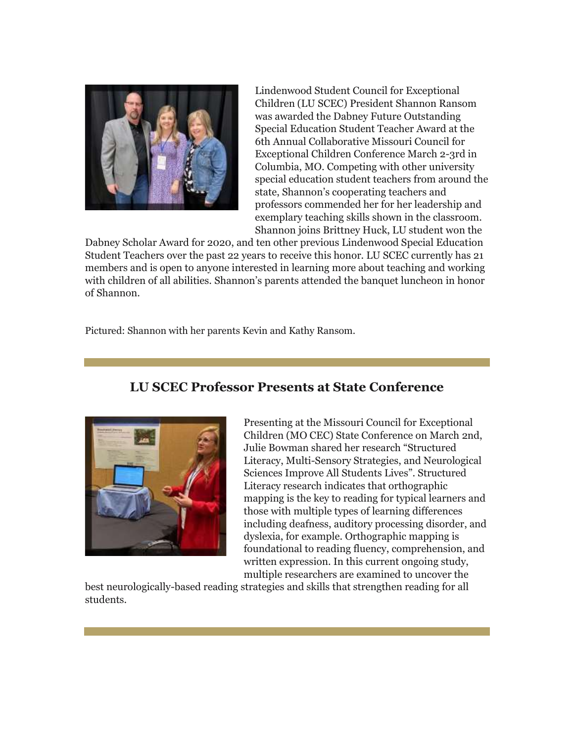Lindenwood Student Council for Exceptional Children (LU SCEC) President Shannon Ransom was awarded the Dabney Future Outstanding Special Education Student Teacher Award at the 6th Annual Collaborative Missouri Council for Exceptional Children Conference March 2-3rd in Columbia, MO. Competing with other university special education student teachers from around the state, Shannon's cooperating teachers and professors commended her for her leadership and exemplary teaching skills shown in the classroom. Shannon joins Brittney Huck, LU student won the Dabney Scholar Award for 2020, and ten other previous Lindenwood Special Education Student Teachers over the past 22 years to receive this honor. LU SCEC currently has 21 members and is open to anyone interested in learning more about teaching and working with children of all abilities. Shannon's parents attended the banquet luncheon in honor of Shannon.

Pictured: Shannon with her parents Kevin and Kathy Ransom.

## LU SCEC Professor Presents at State Conference

Presenting at the Missouri Council for Exceptional Children (MO CEC) State Conference on March 2nd, Julie Bowman shared her research "Structured Literacy, Multi-Sensory Strategies, and Neurological Sciences Improve All Students Lives". Structured Literacy research indicates that orthographic mapping is the key to reading for typical learners and those with multiple types of learning differences including deafness, auditory processing disorder, and dyslexia, for example. Orthographic mapping is foundational to reading fluency, comprehension, and written expression. In this current ongoing study, multiple researchers are examined to uncover the best neurologically-based reading strategies and skills that strengthen reading for all students.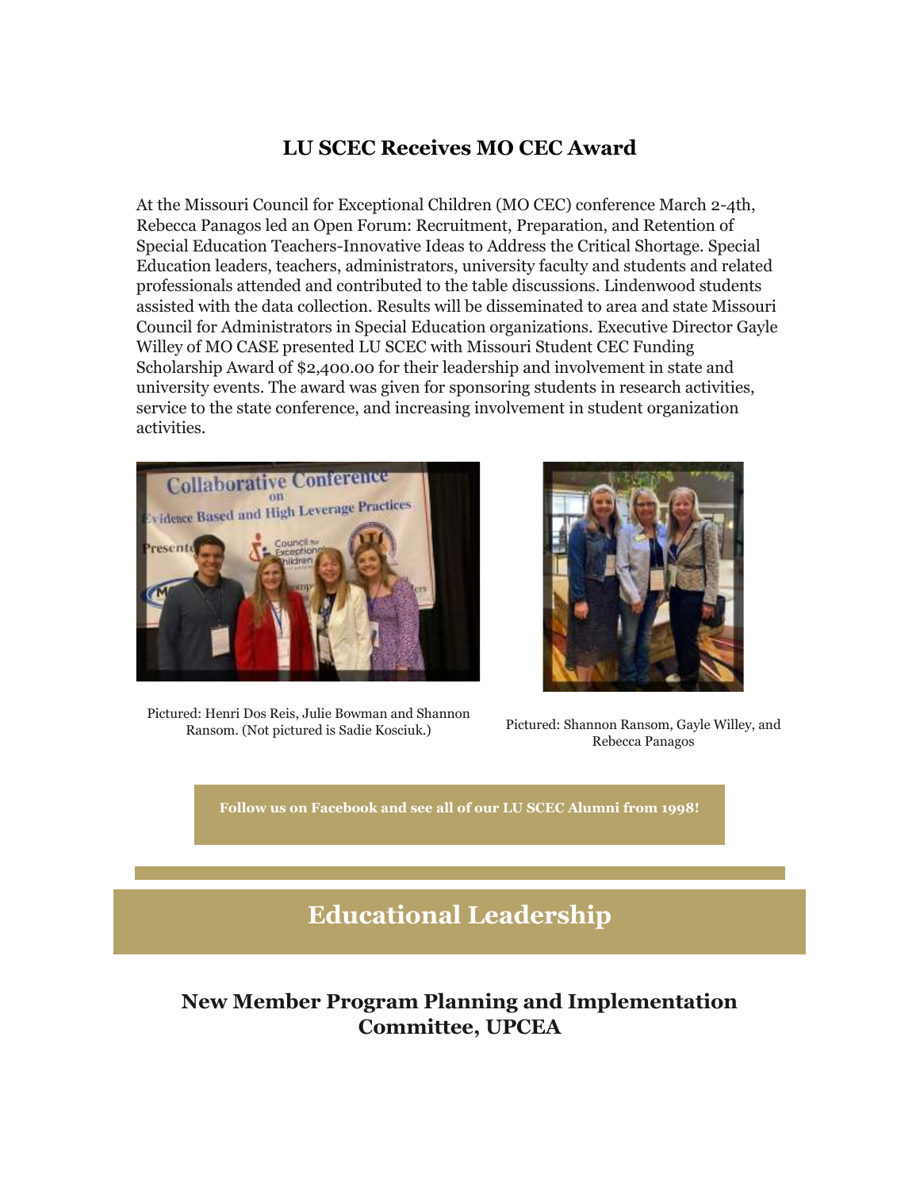## LU SCEC Receives MO CEC Award

At the Missouri Council for Exceptional Children (MO CEC) conference March 2-4th, Rebecca Panagos led an Open Forum: Recruitment, Preparation, and Retention of Special Education Teachers-Innovative Ideas to Address the Critical Shortage. Special Education leaders, teachers, administrators, university faculty and students and related professionals attended and contributed to the table discussions. Lindenwood students assisted with the data collection. Results will be disseminated to area and state Missouri Council for Administrators in Special Education organizations. Executive Director Gayle Willey of MO CASE presented LU SCEC with Missouri Student CEC Funding Scholarship Award of $2,400.00 for their leadership and involvement in state and university events. The award was given for sponsoring students in research activities, service to the state conference, and increasing involvement in student organization activities.

Pictured: Henri Dos Reis, Julie Bowman and Shannon Ransom. (Not pictured is Sadie Kosciuk.)

Pictured: Shannon Ransom, Gayle Willey, and Rebecca Panagos

**Follow us on Facebook and see all of our LU SCEC Alumni from 1998!**

# Educational Leadership

## New Member Program Planning and Implementation Committee, UPCEA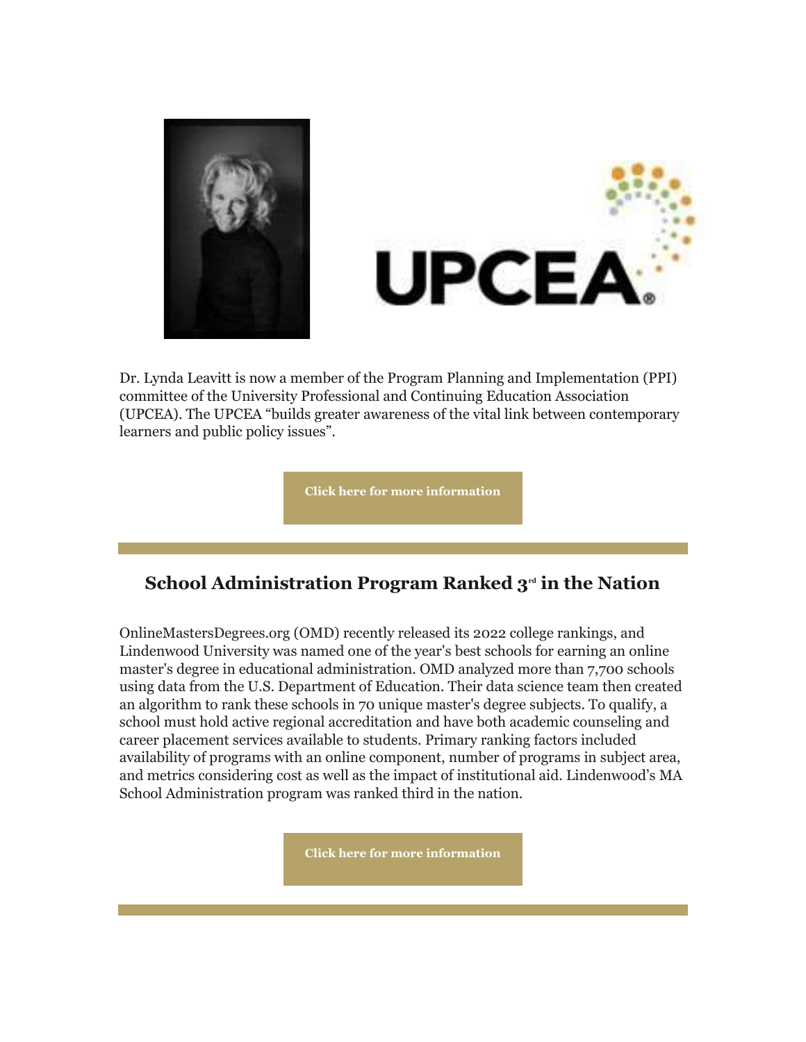Dr. Lynda Leavitt is now a member of the Program Planning and Implementation (PPI) committee of the University Professional and Continuing Education Association (UPCEA). The UPCEA "builds greater awareness of the vital link between contemporary learners and public policy issues".

**Click here for more information**

## School Administration Program Ranked 3rd in the Nation

OnlineMastersDegrees.org (OMD) recently released its 2022 college rankings, and Lindenwood University was named one of the year's best schools for earning an online master's degree in educational administration. OMD analyzed more than 7,700 schools using data from the U.S. Department of Education. Their data science team then created an algorithm to rank these schools in 70 unique master's degree subjects. To qualify, a school must hold active regional accreditation and have both academic counseling and career placement services available to students. Primary ranking factors included availability of programs with an online component, number of programs in subject area, and metrics considering cost as well as the impact of institutional aid. Lindenwood's MA School Administration program was ranked third in the nation.

**Click here for more information**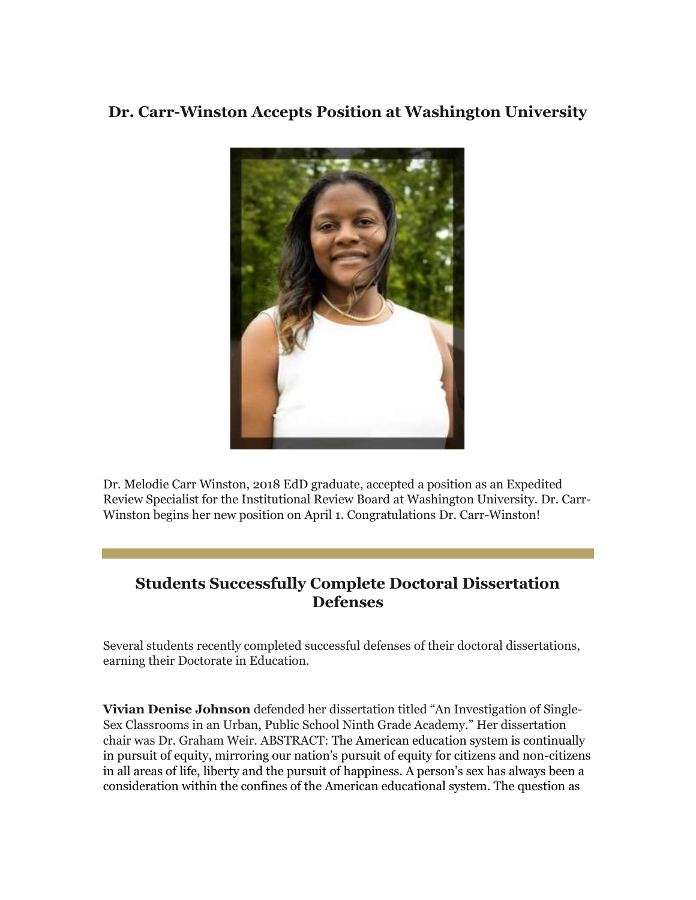## Dr. Carr-Winston Accepts Position at Washington University

Dr. Melodie Carr Winston, 2018 EdD graduate, accepted a position as an Expedited Review Specialist for the Institutional Review Board at Washington University. Dr. Carr-Winston begins her new position on April 1. Congratulations Dr. Carr-Winston!

---

## Students Successfully Complete Doctoral Dissertation Defenses

Several students recently completed successful defenses of their doctoral dissertations, earning their Doctorate in Education.

**Vivian Denise Johnson** defended her dissertation titled "An Investigation of Single-Sex Classrooms in an Urban, Public School Ninth Grade Academy." Her dissertation chair was Dr. Graham Weir. ABSTRACT: The American education system is continually in pursuit of equity, mirroring our nation's pursuit of equity for citizens and non-citizens in all areas of life, liberty and the pursuit of happiness. A person's sex has always been a consideration within the confines of the American educational system. The question as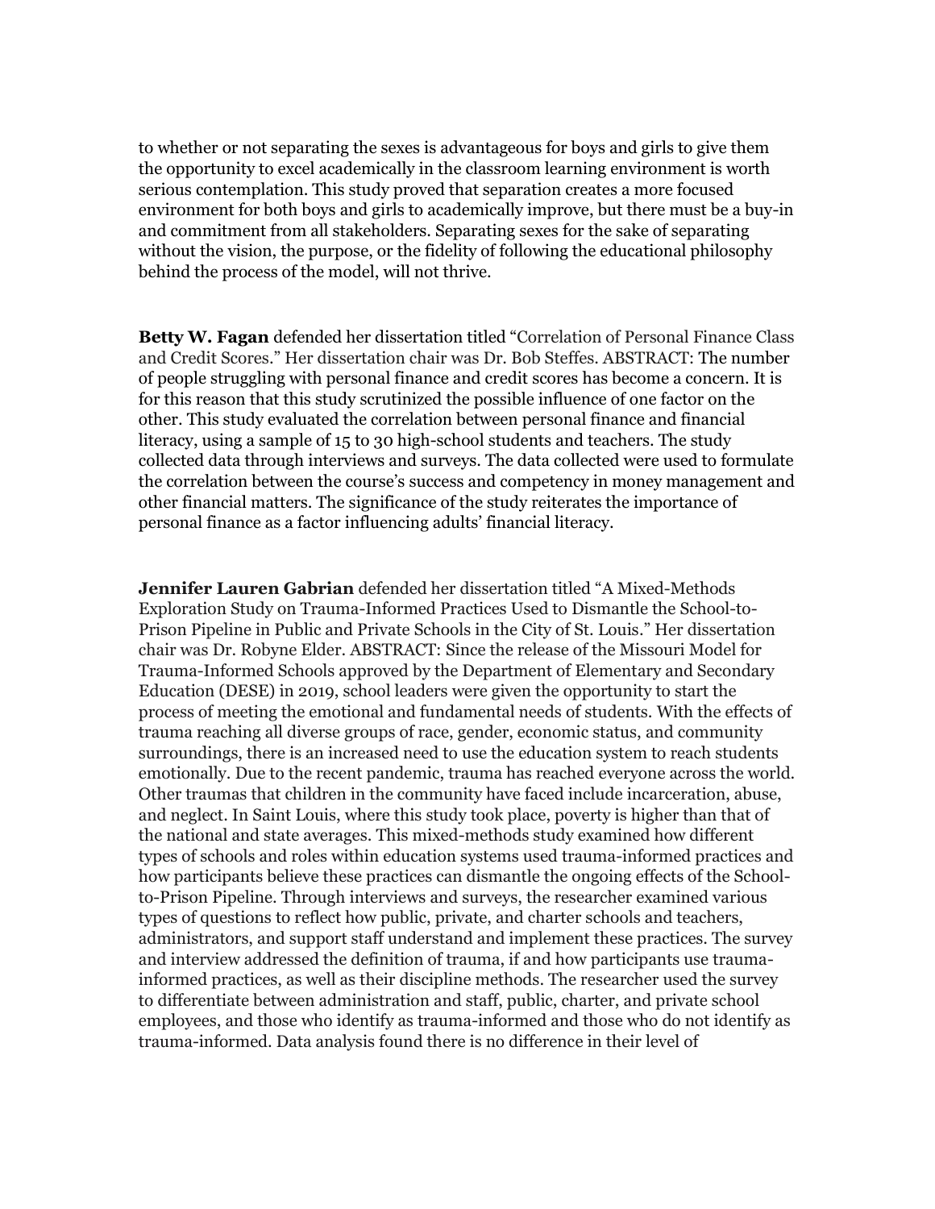to whether or not separating the sexes is advantageous for boys and girls to give them the opportunity to excel academically in the classroom learning environment is worth serious contemplation. This study proved that separation creates a more focused environment for both boys and girls to academically improve, but there must be a buy-in and commitment from all stakeholders. Separating sexes for the sake of separating without the vision, the purpose, or the fidelity of following the educational philosophy behind the process of the model, will not thrive.

**Betty W. Fagan** defended her dissertation titled "Correlation of Personal Finance Class and Credit Scores." Her dissertation chair was Dr. Bob Steffes. ABSTRACT: The number of people struggling with personal finance and credit scores has become a concern. It is for this reason that this study scrutinized the possible influence of one factor on the other. This study evaluated the correlation between personal finance and financial literacy, using a sample of 15 to 30 high-school students and teachers. The study collected data through interviews and surveys. The data collected were used to formulate the correlation between the course's success and competency in money management and other financial matters. The significance of the study reiterates the importance of personal finance as a factor influencing adults' financial literacy.

**Jennifer Lauren Gabrian** defended her dissertation titled "A Mixed-Methods Exploration Study on Trauma-Informed Practices Used to Dismantle the School-to-Prison Pipeline in Public and Private Schools in the City of St. Louis." Her dissertation chair was Dr. Robyne Elder. ABSTRACT: Since the release of the Missouri Model for Trauma-Informed Schools approved by the Department of Elementary and Secondary Education (DESE) in 2019, school leaders were given the opportunity to start the process of meeting the emotional and fundamental needs of students. With the effects of trauma reaching all diverse groups of race, gender, economic status, and community surroundings, there is an increased need to use the education system to reach students emotionally. Due to the recent pandemic, trauma has reached everyone across the world. Other traumas that children in the community have faced include incarceration, abuse, and neglect. In Saint Louis, where this study took place, poverty is higher than that of the national and state averages. This mixed-methods study examined how different types of schools and roles within education systems used trauma-informed practices and how participants believe these practices can dismantle the ongoing effects of the School-to-Prison Pipeline. Through interviews and surveys, the researcher examined various types of questions to reflect how public, private, and charter schools and teachers, administrators, and support staff understand and implement these practices. The survey and interview addressed the definition of trauma, if and how participants use trauma-informed practices, as well as their discipline methods. The researcher used the survey to differentiate between administration and staff, public, charter, and private school employees, and those who identify as trauma-informed and those who do not identify as trauma-informed. Data analysis found there is no difference in their level of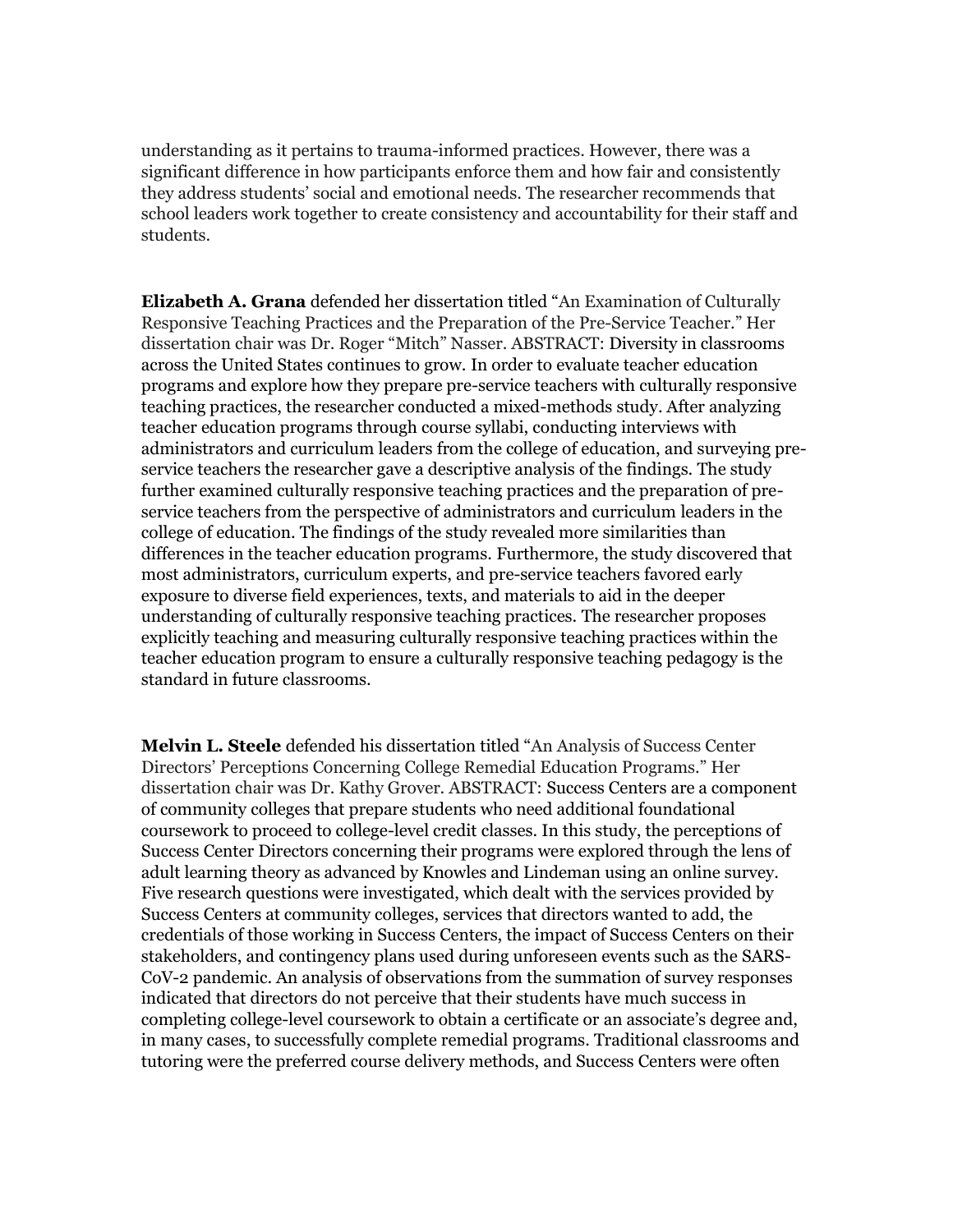understanding as it pertains to trauma-informed practices. However, there was a significant difference in how participants enforce them and how fair and consistently they address students' social and emotional needs. The researcher recommends that school leaders work together to create consistency and accountability for their staff and students.

**Elizabeth A. Grana** defended her dissertation titled "An Examination of Culturally Responsive Teaching Practices and the Preparation of the Pre-Service Teacher." Her dissertation chair was Dr. Roger "Mitch" Nasser. ABSTRACT: Diversity in classrooms across the United States continues to grow. In order to evaluate teacher education programs and explore how they prepare pre-service teachers with culturally responsive teaching practices, the researcher conducted a mixed-methods study. After analyzing teacher education programs through course syllabi, conducting interviews with administrators and curriculum leaders from the college of education, and surveying pre-service teachers the researcher gave a descriptive analysis of the findings. The study further examined culturally responsive teaching practices and the preparation of pre-service teachers from the perspective of administrators and curriculum leaders in the college of education. The findings of the study revealed more similarities than differences in the teacher education programs. Furthermore, the study discovered that most administrators, curriculum experts, and pre-service teachers favored early exposure to diverse field experiences, texts, and materials to aid in the deeper understanding of culturally responsive teaching practices. The researcher proposes explicitly teaching and measuring culturally responsive teaching practices within the teacher education program to ensure a culturally responsive teaching pedagogy is the standard in future classrooms.

**Melvin L. Steele** defended his dissertation titled "An Analysis of Success Center Directors' Perceptions Concerning College Remedial Education Programs." Her dissertation chair was Dr. Kathy Grover. ABSTRACT: Success Centers are a component of community colleges that prepare students who need additional foundational coursework to proceed to college-level credit classes. In this study, the perceptions of Success Center Directors concerning their programs were explored through the lens of adult learning theory as advanced by Knowles and Lindeman using an online survey. Five research questions were investigated, which dealt with the services provided by Success Centers at community colleges, services that directors wanted to add, the credentials of those working in Success Centers, the impact of Success Centers on their stakeholders, and contingency plans used during unforeseen events such as the SARS-CoV-2 pandemic. An analysis of observations from the summation of survey responses indicated that directors do not perceive that their students have much success in completing college-level coursework to obtain a certificate or an associate's degree and, in many cases, to successfully complete remedial programs. Traditional classrooms and tutoring were the preferred course delivery methods, and Success Centers were often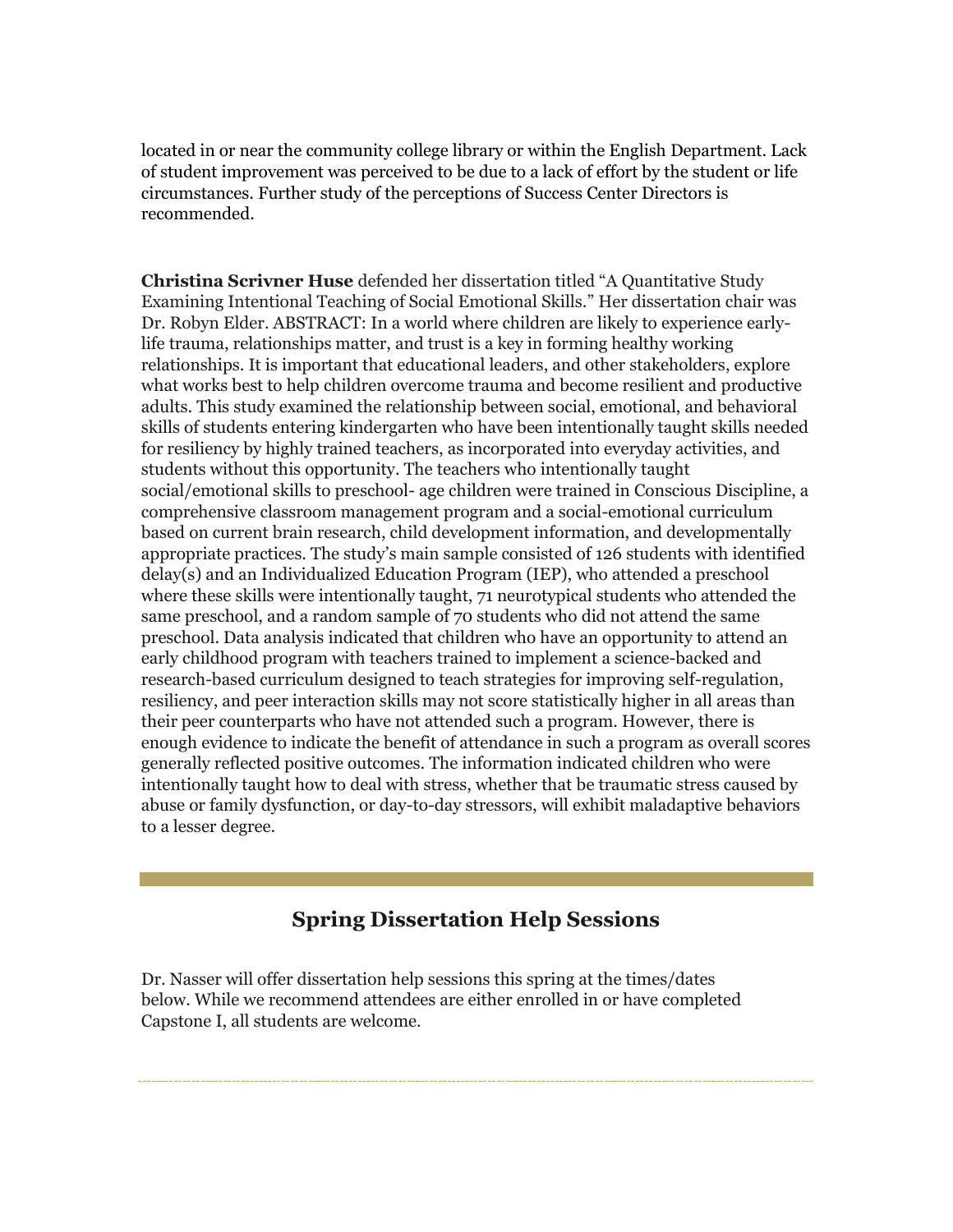located in or near the community college library or within the English Department. Lack of student improvement was perceived to be due to a lack of effort by the student or life circumstances. Further study of the perceptions of Success Center Directors is recommended.

**Christina Scrivner Huse** defended her dissertation titled "A Quantitative Study Examining Intentional Teaching of Social Emotional Skills." Her dissertation chair was Dr. Robyn Elder. ABSTRACT: In a world where children are likely to experience early-life trauma, relationships matter, and trust is a key in forming healthy working relationships. It is important that educational leaders, and other stakeholders, explore what works best to help children overcome trauma and become resilient and productive adults. This study examined the relationship between social, emotional, and behavioral skills of students entering kindergarten who have been intentionally taught skills needed for resiliency by highly trained teachers, as incorporated into everyday activities, and students without this opportunity. The teachers who intentionally taught social/emotional skills to preschool- age children were trained in Conscious Discipline, a comprehensive classroom management program and a social-emotional curriculum based on current brain research, child development information, and developmentally appropriate practices. The study's main sample consisted of 126 students with identified delay(s) and an Individualized Education Program (IEP), who attended a preschool where these skills were intentionally taught, 71 neurotypical students who attended the same preschool, and a random sample of 70 students who did not attend the same preschool. Data analysis indicated that children who have an opportunity to attend an early childhood program with teachers trained to implement a science-backed and research-based curriculum designed to teach strategies for improving self-regulation, resiliency, and peer interaction skills may not score statistically higher in all areas than their peer counterparts who have not attended such a program. However, there is enough evidence to indicate the benefit of attendance in such a program as overall scores generally reflected positive outcomes. The information indicated children who were intentionally taught how to deal with stress, whether that be traumatic stress caused by abuse or family dysfunction, or day-to-day stressors, will exhibit maladaptive behaviors to a lesser degree.

---

## Spring Dissertation Help Sessions

Dr. Nasser will offer dissertation help sessions this spring at the times/dates below. While we recommend attendees are either enrolled in or have completed Capstone I, all students are welcome.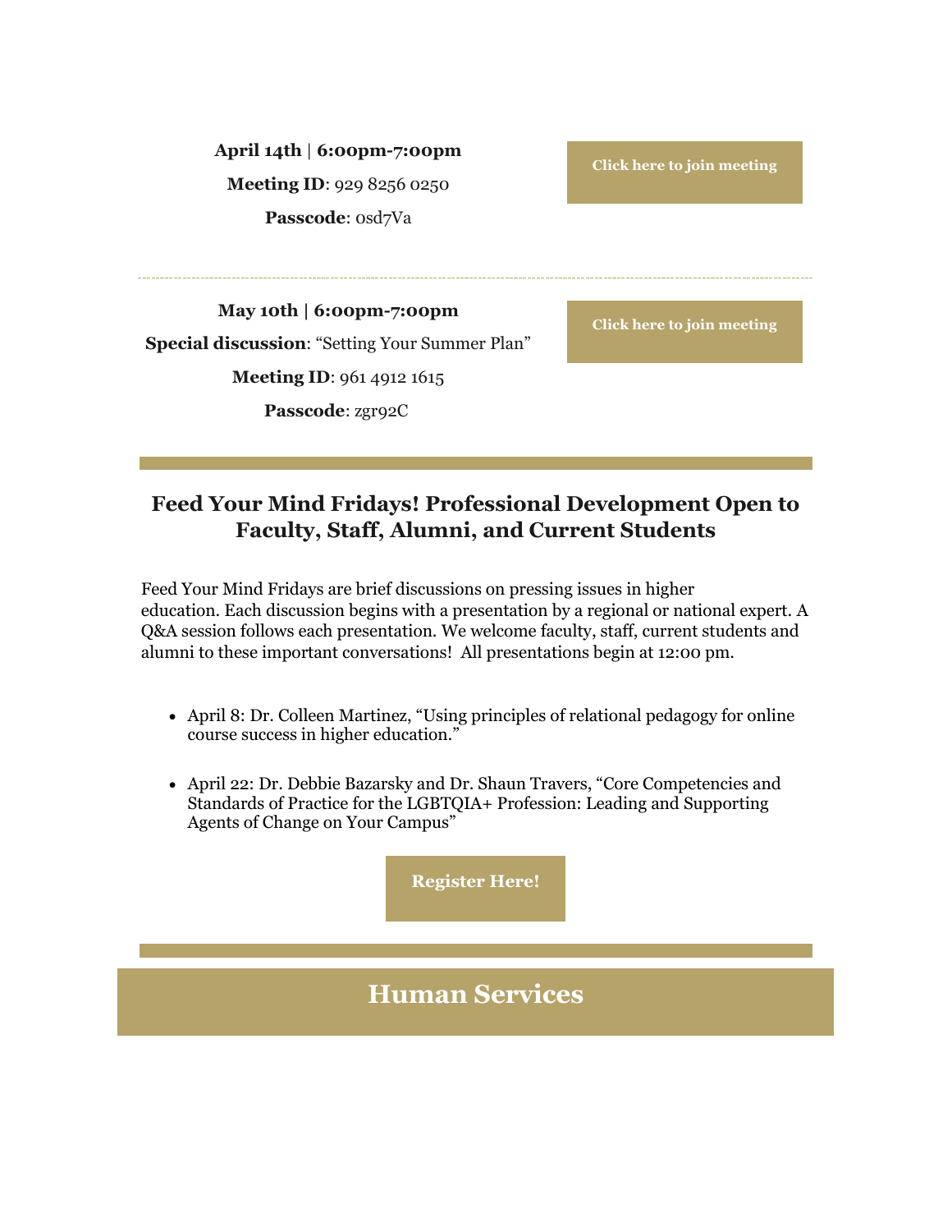**April 14th | 6:00pm-7:00pm**

**Meeting ID**: 929 8256 0250

**Passcode**: 0sd7Va

**Click here to join meeting**

---

**May 10th | 6:00pm-7:00pm**

**Special discussion**: "Setting Your Summer Plan"

**Meeting ID**: 961 4912 1615

**Passcode**: zgr92C

**Click here to join meeting**

---

## Feed Your Mind Fridays! Professional Development Open to Faculty, Staff, Alumni, and Current Students

Feed Your Mind Fridays are brief discussions on pressing issues in higher education. Each discussion begins with a presentation by a regional or national expert. A Q&A session follows each presentation. We welcome faculty, staff, current students and alumni to these important conversations! All presentations begin at 12:00 pm.

- April 8: Dr. Colleen Martinez, "Using principles of relational pedagogy for online course success in higher education."
- April 22: Dr. Debbie Bazarsky and Dr. Shaun Travers, "Core Competencies and Standards of Practice for the LGBTQIA+ Profession: Leading and Supporting Agents of Change on Your Campus"

**Register Here!**

---

## Human Services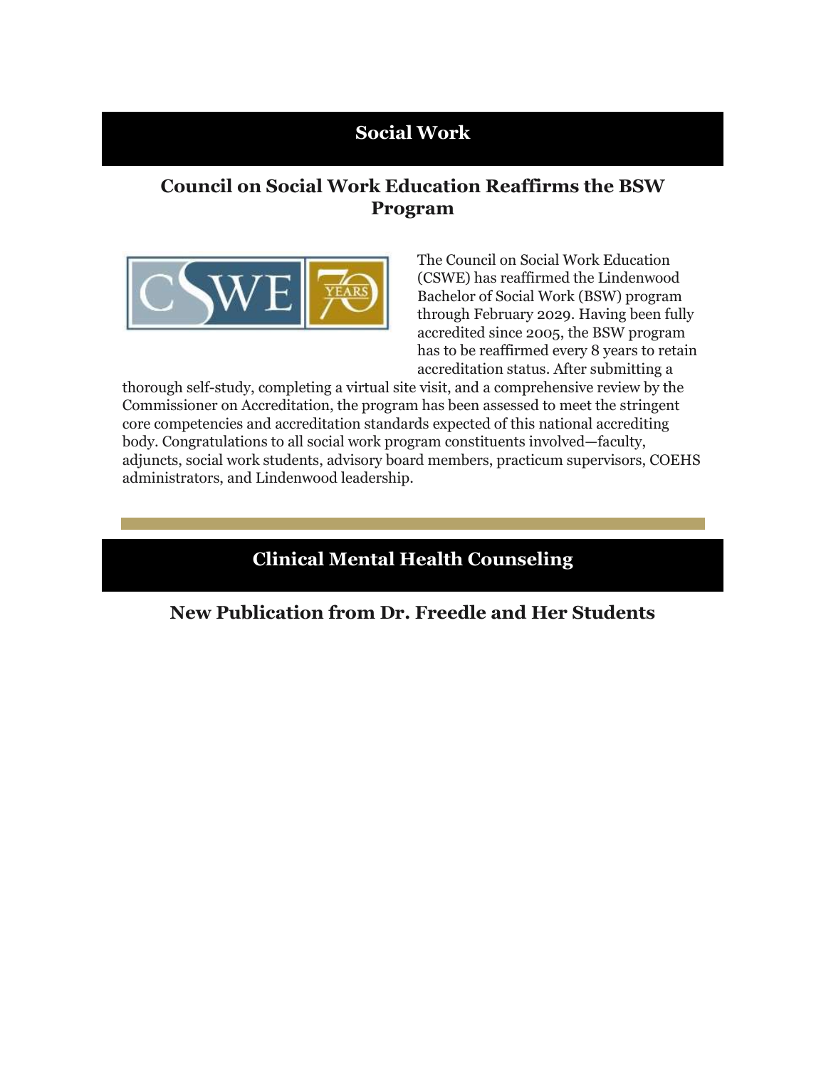## Social Work

### Council on Social Work Education Reaffirms the BSW Program

The Council on Social Work Education (CSWE) has reaffirmed the Lindenwood Bachelor of Social Work (BSW) program through February 2029. Having been fully accredited since 2005, the BSW program has to be reaffirmed every 8 years to retain accreditation status. After submitting a thorough self-study, completing a virtual site visit, and a comprehensive review by the Commissioner on Accreditation, the program has been assessed to meet the stringent core competencies and accreditation standards expected of this national accrediting body. Congratulations to all social work program constituents involved—faculty, adjuncts, social work students, advisory board members, practicum supervisors, COEHS administrators, and Lindenwood leadership.

## Clinical Mental Health Counseling

### New Publication from Dr. Freedle and Her Students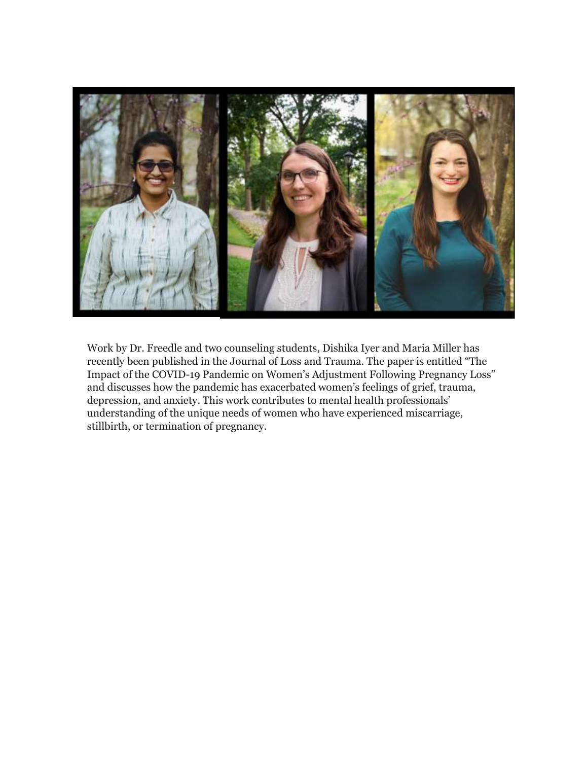Work by Dr. Freedle and two counseling students, Dishika Iyer and Maria Miller has recently been published in the Journal of Loss and Trauma. The paper is entitled "The Impact of the COVID-19 Pandemic on Women's Adjustment Following Pregnancy Loss" and discusses how the pandemic has exacerbated women's feelings of grief, trauma, depression, and anxiety. This work contributes to mental health professionals' understanding of the unique needs of women who have experienced miscarriage, stillbirth, or termination of pregnancy.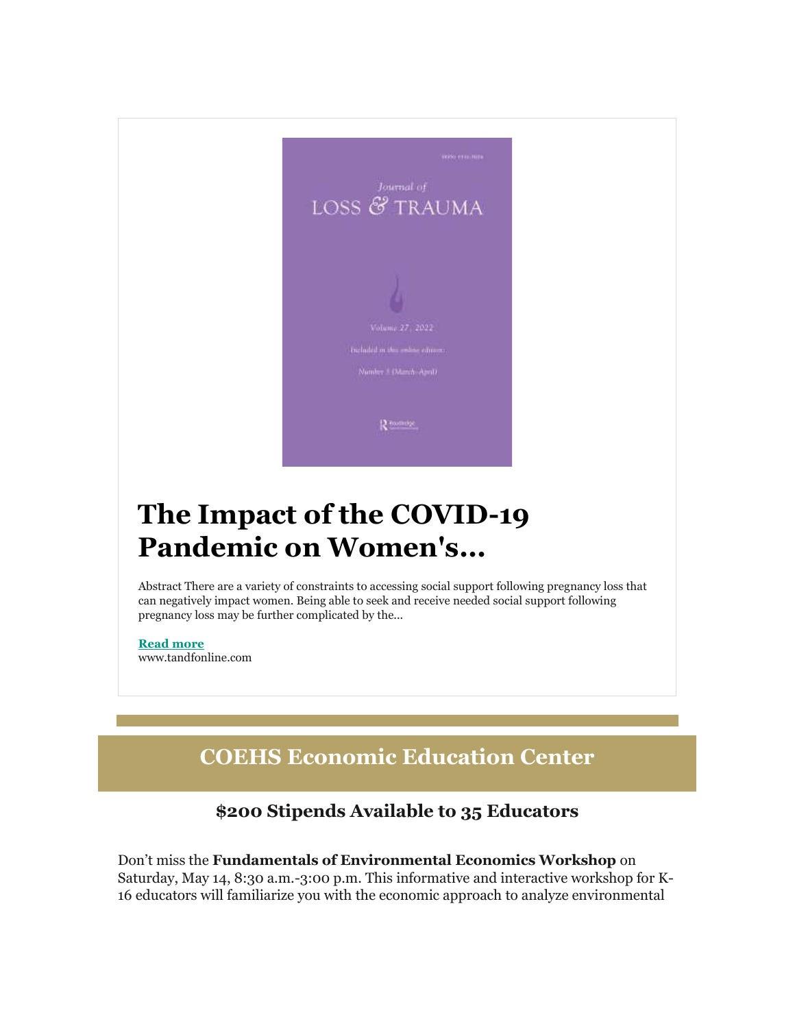## The Impact of the COVID-19 Pandemic on Women's...

Abstract There are a variety of constraints to accessing social support following pregnancy loss that can negatively impact women. Being able to seek and receive needed social support following pregnancy loss may be further complicated by the...

**Read more**
www.tandfonline.com

## COEHS Economic Education Center

### $200 Stipends Available to 35 Educators

Don't miss the **Fundamentals of Environmental Economics Workshop** on Saturday, May 14, 8:30 a.m.-3:00 p.m. This informative and interactive workshop for K-16 educators will familiarize you with the economic approach to analyze environmental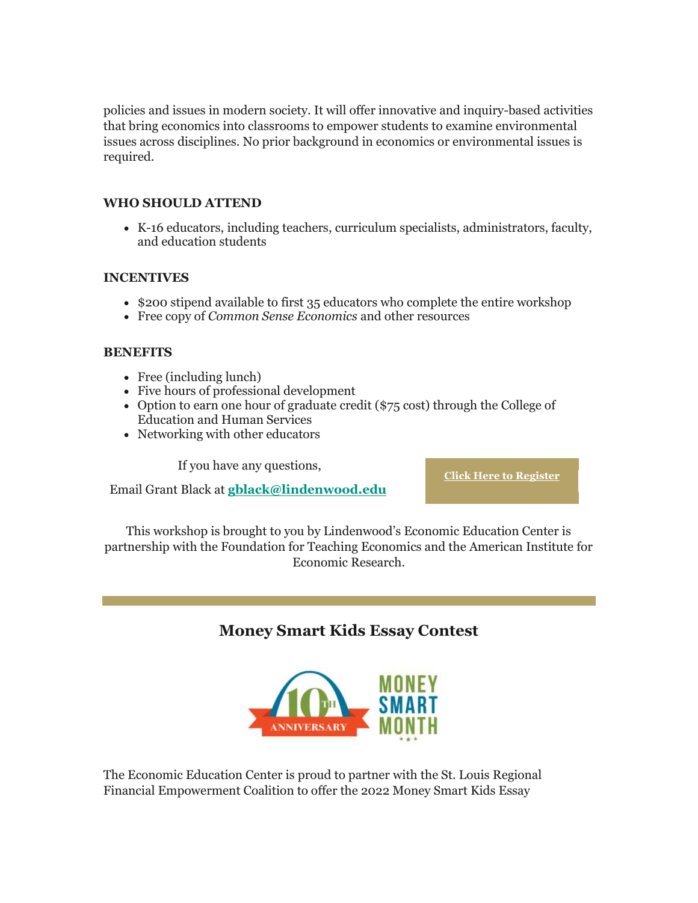policies and issues in modern society. It will offer innovative and inquiry-based activities that bring economics into classrooms to empower students to examine environmental issues across disciplines. No prior background in economics or environmental issues is required.

**WHO SHOULD ATTEND**

- K-16 educators, including teachers, curriculum specialists, administrators, faculty, and education students

**INCENTIVES**

- $200 stipend available to first 35 educators who complete the entire workshop
- Free copy of *Common Sense Economics* and other resources

**BENEFITS**

- Free (including lunch)
- Five hours of professional development
- Option to earn one hour of graduate credit ($75 cost) through the College of Education and Human Services
- Networking with other educators

If you have any questions,

Email Grant Black at **gblack@lindenwood.edu**

**Click Here to Register**

This workshop is brought to you by Lindenwood's Economic Education Center is partnership with the Foundation for Teaching Economics and the American Institute for Economic Research.

---

## Money Smart Kids Essay Contest

10TH ANNIVERSARY MONEY SMART MONTH

The Economic Education Center is proud to partner with the St. Louis Regional Financial Empowerment Coalition to offer the 2022 Money Smart Kids Essay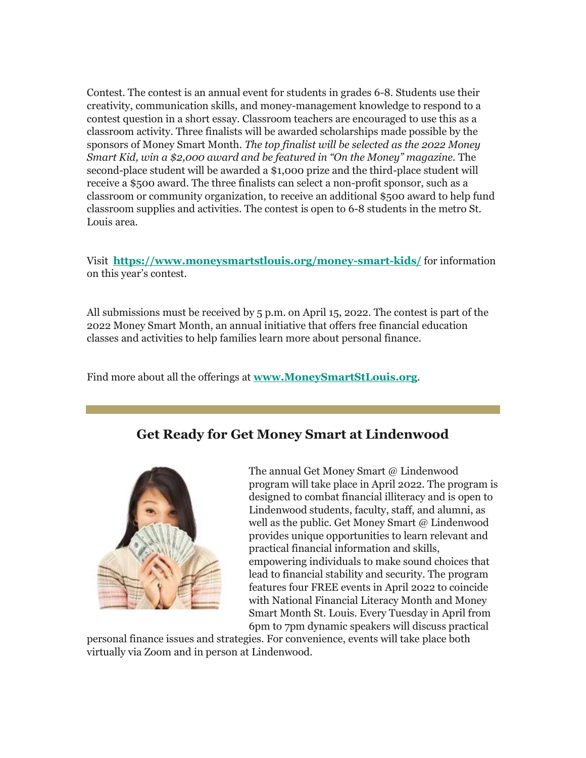Contest. The contest is an annual event for students in grades 6-8. Students use their creativity, communication skills, and money-management knowledge to respond to a contest question in a short essay. Classroom teachers are encouraged to use this as a classroom activity. Three finalists will be awarded scholarships made possible by the sponsors of Money Smart Month. *The top finalist will be selected as the 2022 Money Smart Kid, win a $2,000 award and be featured in "On the Money" magazine*. The second-place student will be awarded a $1,000 prize and the third-place student will receive a $500 award. The three finalists can select a non-profit sponsor, such as a classroom or community organization, to receive an additional $500 award to help fund classroom supplies and activities. The contest is open to 6-8 students in the metro St. Louis area.

Visit **https://www.moneysmartstlouis.org/money-smart-kids/** for information on this year's contest.

All submissions must be received by 5 p.m. on April 15, 2022. The contest is part of the 2022 Money Smart Month, an annual initiative that offers free financial education classes and activities to help families learn more about personal finance.

Find more about all the offerings at **www.MoneySmartStLouis.org**.

## Get Ready for Get Money Smart at Lindenwood

The annual Get Money Smart @ Lindenwood program will take place in April 2022. The program is designed to combat financial illiteracy and is open to Lindenwood students, faculty, staff, and alumni, as well as the public. Get Money Smart @ Lindenwood provides unique opportunities to learn relevant and practical financial information and skills, empowering individuals to make sound choices that lead to financial stability and security. The program features four FREE events in April 2022 to coincide with National Financial Literacy Month and Money Smart Month St. Louis. Every Tuesday in April from 6pm to 7pm dynamic speakers will discuss practical personal finance issues and strategies. For convenience, events will take place both virtually via Zoom and in person at Lindenwood.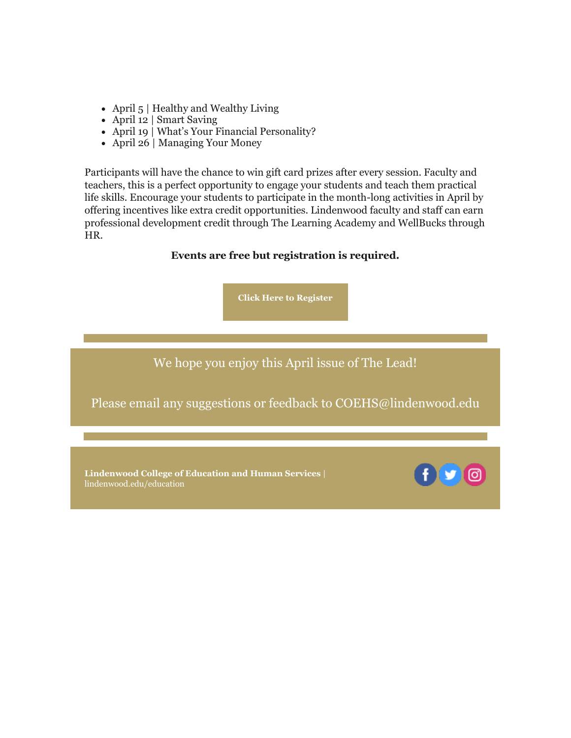- April 5 | Healthy and Wealthy Living
- April 12 | Smart Saving
- April 19 | What's Your Financial Personality?
- April 26 | Managing Your Money

Participants will have the chance to win gift card prizes after every session. Faculty and teachers, this is a perfect opportunity to engage your students and teach them practical life skills. Encourage your students to participate in the month-long activities in April by offering incentives like extra credit opportunities. Lindenwood faculty and staff can earn professional development credit through The Learning Academy and WellBucks through HR.

**Events are free but registration is required.**

**Click Here to Register**

We hope you enjoy this April issue of The Lead!

Please email any suggestions or feedback to COEHS@lindenwood.edu

**Lindenwood College of Education and Human Services** | lindenwood.edu/education